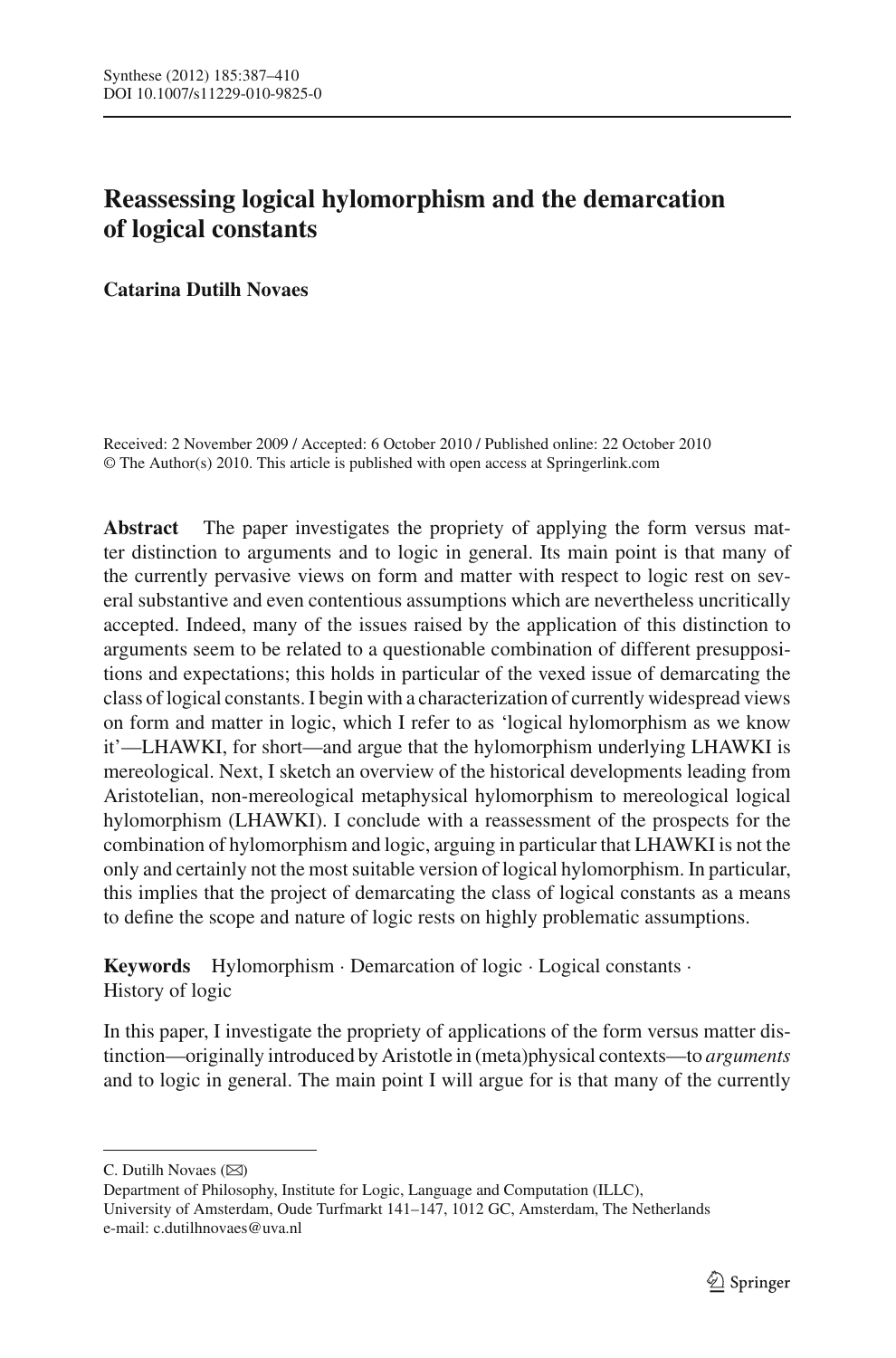# Reassessing logical hylomorphism and the demarcation of logical constants

**Catarina Dutilh Novaes**

Received: 2 November 2009 / Accepted: 6 October 2010 / Published online: 22 October 2010
© The Author(s) 2010. This article is published with open access at Springerlink.com

**Abstract** The paper investigates the propriety of applying the form versus matter distinction to arguments and to logic in general. Its main point is that many of the currently pervasive views on form and matter with respect to logic rest on several substantive and even contentious assumptions which are nevertheless uncritically accepted. Indeed, many of the issues raised by the application of this distinction to arguments seem to be related to a questionable combination of different presuppositions and expectations; this holds in particular of the vexed issue of demarcating the class of logical constants. I begin with a characterization of currently widespread views on form and matter in logic, which I refer to as 'logical hylomorphism as we know it'—LHAWKI, for short—and argue that the hylomorphism underlying LHAWKI is mereological. Next, I sketch an overview of the historical developments leading from Aristotelian, non-mereological metaphysical hylomorphism to mereological logical hylomorphism (LHAWKI). I conclude with a reassessment of the prospects for the combination of hylomorphism and logic, arguing in particular that LHAWKI is not the only and certainly not the most suitable version of logical hylomorphism. In particular, this implies that the project of demarcating the class of logical constants as a means to define the scope and nature of logic rests on highly problematic assumptions.

**Keywords** Hylomorphism · Demarcation of logic · Logical constants · History of logic

In this paper, I investigate the propriety of applications of the form versus matter distinction—originally introduced by Aristotle in (meta)physical contexts—to *arguments* and to logic in general. The main point I will argue for is that many of the currently

---

C. Dutilh Novaes (✉)
Department of Philosophy, Institute for Logic, Language and Computation (ILLC),
University of Amsterdam, Oude Turfmarkt 141–147, 1012 GC, Amsterdam, The Netherlands
e-mail: c.dutilhnovaes@uva.nl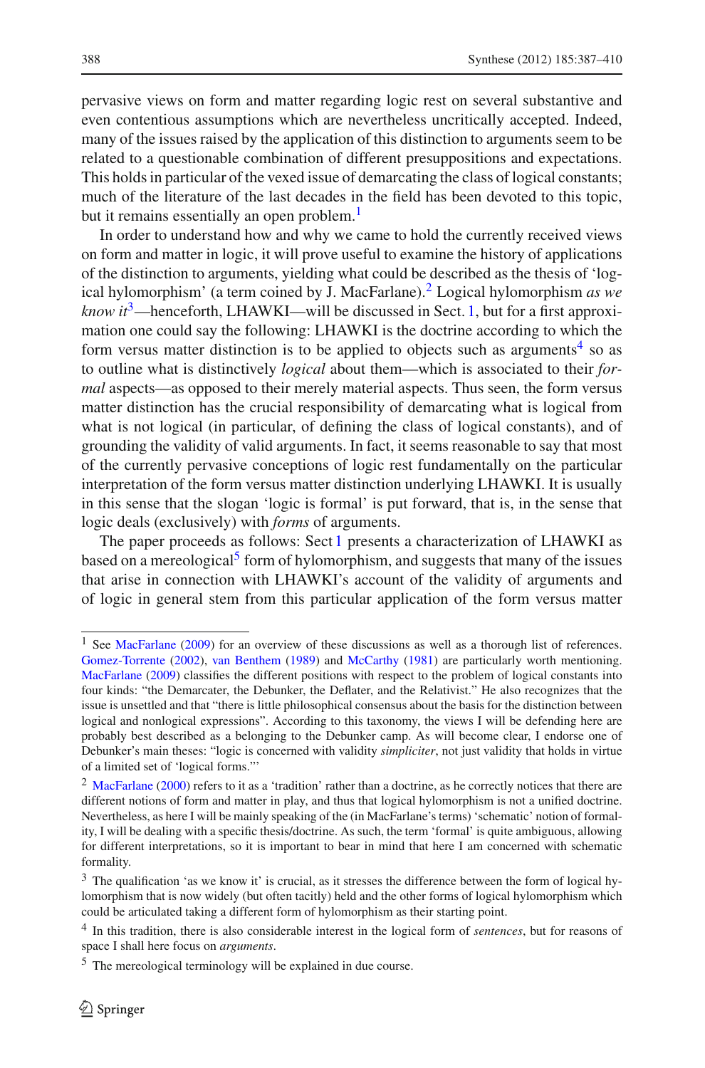pervasive views on form and matter regarding logic rest on several substantive and even contentious assumptions which are nevertheless uncritically accepted. Indeed, many of the issues raised by the application of this distinction to arguments seem to be related to a questionable combination of different presuppositions and expectations. This holds in particular of the vexed issue of demarcating the class of logical constants; much of the literature of the last decades in the field has been devoted to this topic, but it remains essentially an open problem.[1]

In order to understand how and why we came to hold the currently received views on form and matter in logic, it will prove useful to examine the history of applications of the distinction to arguments, yielding what could be described as the thesis of 'logical hylomorphism' (a term coined by J. MacFarlane).[2] Logical hylomorphism *as we know it*[3]—henceforth, LHAWKI—will be discussed in Sect. 1, but for a first approximation one could say the following: LHAWKI is the doctrine according to which the form versus matter distinction is to be applied to objects such as arguments[4] so as to outline what is distinctively *logical* about them—which is associated to their *formal* aspects—as opposed to their merely material aspects. Thus seen, the form versus matter distinction has the crucial responsibility of demarcating what is logical from what is not logical (in particular, of defining the class of logical constants), and of grounding the validity of valid arguments. In fact, it seems reasonable to say that most of the currently pervasive conceptions of logic rest fundamentally on the particular interpretation of the form versus matter distinction underlying LHAWKI. It is usually in this sense that the slogan 'logic is formal' is put forward, that is, in the sense that logic deals (exclusively) with *forms* of arguments.

The paper proceeds as follows: Sect 1 presents a characterization of LHAWKI as based on a mereological[5] form of hylomorphism, and suggests that many of the issues that arise in connection with LHAWKI's account of the validity of arguments and of logic in general stem from this particular application of the form versus matter

---

[1] See MacFarlane (2009) for an overview of these discussions as well as a thorough list of references. Gomez-Torrente (2002), van Benthem (1989) and McCarthy (1981) are particularly worth mentioning. MacFarlane (2009) classifies the different positions with respect to the problem of logical constants into four kinds: "the Demarcater, the Debunker, the Deflater, and the Relativist." He also recognizes that the issue is unsettled and that "there is little philosophical consensus about the basis for the distinction between logical and nonlogical expressions". According to this taxonomy, the views I will be defending here are probably best described as a belonging to the Debunker camp. As will become clear, I endorse one of Debunker's main theses: "logic is concerned with validity *simpliciter*, not just validity that holds in virtue of a limited set of 'logical forms.'"

[2] MacFarlane (2000) refers to it as a 'tradition' rather than a doctrine, as he correctly notices that there are different notions of form and matter in play, and thus that logical hylomorphism is not a unified doctrine. Nevertheless, as here I will be mainly speaking of the (in MacFarlane's terms) 'schematic' notion of formality, I will be dealing with a specific thesis/doctrine. As such, the term 'formal' is quite ambiguous, allowing for different interpretations, so it is important to bear in mind that here I am concerned with schematic formality.

[3] The qualification 'as we know it' is crucial, as it stresses the difference between the form of logical hylomorphism that is now widely (but often tacitly) held and the other forms of logical hylomorphism which could be articulated taking a different form of hylomorphism as their starting point.

[4] In this tradition, there is also considerable interest in the logical form of *sentences*, but for reasons of space I shall here focus on *arguments*.

[5] The mereological terminology will be explained in due course.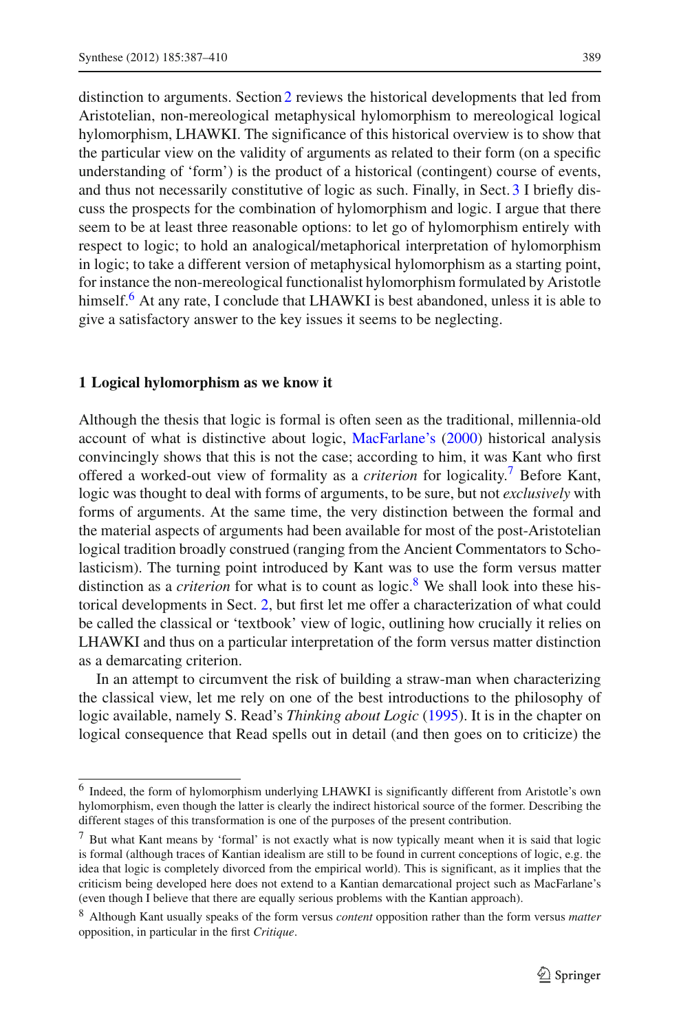distinction to arguments. Section 2 reviews the historical developments that led from Aristotelian, non-mereological metaphysical hylomorphism to mereological logical hylomorphism, LHAWKI. The significance of this historical overview is to show that the particular view on the validity of arguments as related to their form (on a specific understanding of 'form') is the product of a historical (contingent) course of events, and thus not necessarily constitutive of logic as such. Finally, in Sect. 3 I briefly discuss the prospects for the combination of hylomorphism and logic. I argue that there seem to be at least three reasonable options: to let go of hylomorphism entirely with respect to logic; to hold an analogical/metaphorical interpretation of hylomorphism in logic; to take a different version of metaphysical hylomorphism as a starting point, for instance the non-mereological functionalist hylomorphism formulated by Aristotle himself.[6] At any rate, I conclude that LHAWKI is best abandoned, unless it is able to give a satisfactory answer to the key issues it seems to be neglecting.

## 1 Logical hylomorphism as we know it

Although the thesis that logic is formal is often seen as the traditional, millennia-old account of what is distinctive about logic, MacFarlane's (2000) historical analysis convincingly shows that this is not the case; according to him, it was Kant who first offered a worked-out view of formality as a *criterion* for logicality.[7] Before Kant, logic was thought to deal with forms of arguments, to be sure, but not *exclusively* with forms of arguments. At the same time, the very distinction between the formal and the material aspects of arguments had been available for most of the post-Aristotelian logical tradition broadly construed (ranging from the Ancient Commentators to Scholasticism). The turning point introduced by Kant was to use the form versus matter distinction as a *criterion* for what is to count as logic.[8] We shall look into these historical developments in Sect. 2, but first let me offer a characterization of what could be called the classical or 'textbook' view of logic, outlining how crucially it relies on LHAWKI and thus on a particular interpretation of the form versus matter distinction as a demarcating criterion.

In an attempt to circumvent the risk of building a straw-man when characterizing the classical view, let me rely on one of the best introductions to the philosophy of logic available, namely S. Read's *Thinking about Logic* (1995). It is in the chapter on logical consequence that Read spells out in detail (and then goes on to criticize) the

---

[6] Indeed, the form of hylomorphism underlying LHAWKI is significantly different from Aristotle's own hylomorphism, even though the latter is clearly the indirect historical source of the former. Describing the different stages of this transformation is one of the purposes of the present contribution.

[7] But what Kant means by 'formal' is not exactly what is now typically meant when it is said that logic is formal (although traces of Kantian idealism are still to be found in current conceptions of logic, e.g. the idea that logic is completely divorced from the empirical world). This is significant, as it implies that the criticism being developed here does not extend to a Kantian demarcational project such as MacFarlane's (even though I believe that there are equally serious problems with the Kantian approach).

[8] Although Kant usually speaks of the form versus *content* opposition rather than the form versus *matter* opposition, in particular in the first *Critique*.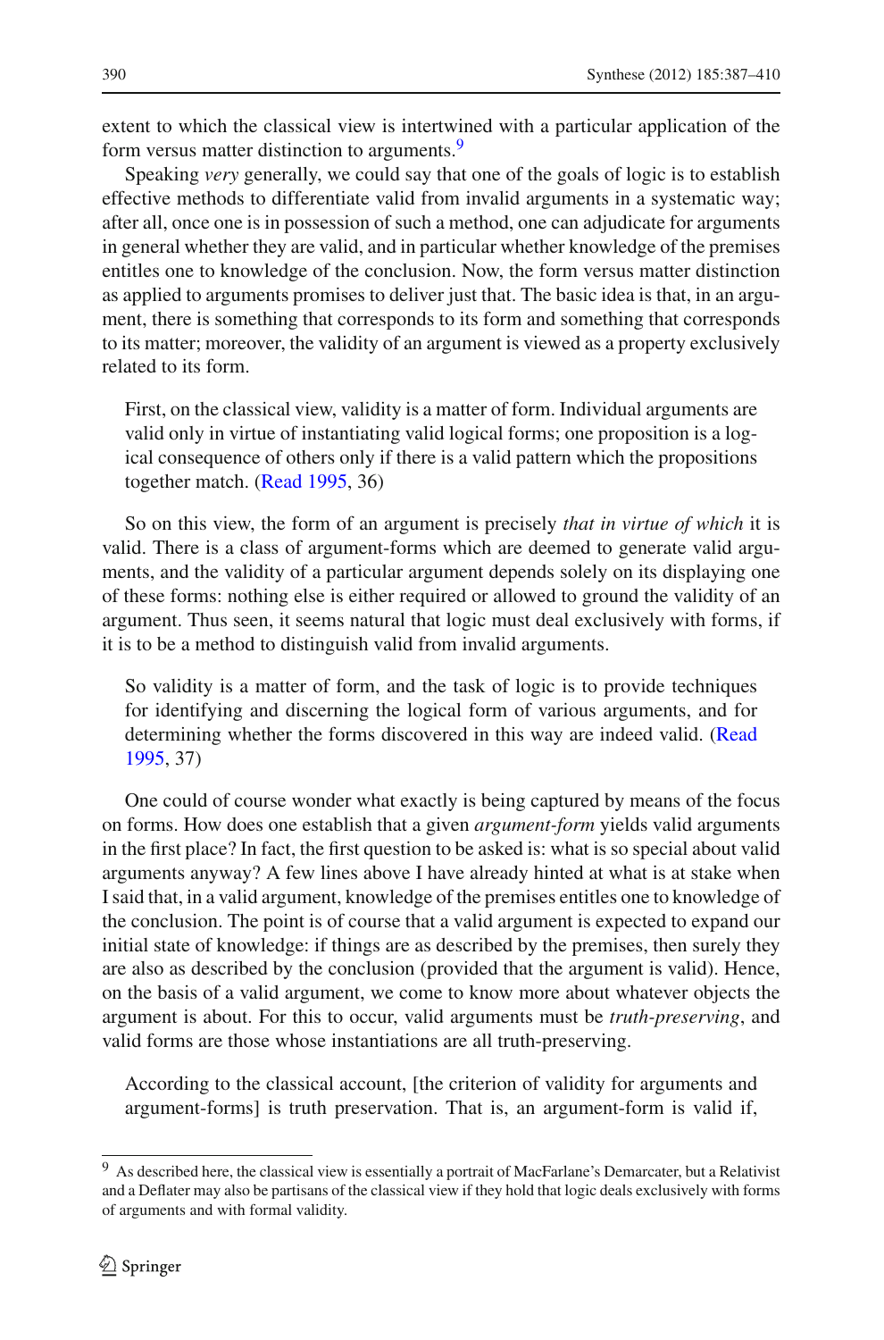extent to which the classical view is intertwined with a particular application of the form versus matter distinction to arguments.[9]

Speaking *very* generally, we could say that one of the goals of logic is to establish effective methods to differentiate valid from invalid arguments in a systematic way; after all, once one is in possession of such a method, one can adjudicate for arguments in general whether they are valid, and in particular whether knowledge of the premises entitles one to knowledge of the conclusion. Now, the form versus matter distinction as applied to arguments promises to deliver just that. The basic idea is that, in an argument, there is something that corresponds to its form and something that corresponds to its matter; moreover, the validity of an argument is viewed as a property exclusively related to its form.

> First, on the classical view, validity is a matter of form. Individual arguments are valid only in virtue of instantiating valid logical forms; one proposition is a logical consequence of others only if there is a valid pattern which the propositions together match. (Read 1995, 36)

So on this view, the form of an argument is precisely *that in virtue of which* it is valid. There is a class of argument-forms which are deemed to generate valid arguments, and the validity of a particular argument depends solely on its displaying one of these forms: nothing else is either required or allowed to ground the validity of an argument. Thus seen, it seems natural that logic must deal exclusively with forms, if it is to be a method to distinguish valid from invalid arguments.

> So validity is a matter of form, and the task of logic is to provide techniques for identifying and discerning the logical form of various arguments, and for determining whether the forms discovered in this way are indeed valid. (Read 1995, 37)

One could of course wonder what exactly is being captured by means of the focus on forms. How does one establish that a given *argument-form* yields valid arguments in the first place? In fact, the first question to be asked is: what is so special about valid arguments anyway? A few lines above I have already hinted at what is at stake when I said that, in a valid argument, knowledge of the premises entitles one to knowledge of the conclusion. The point is of course that a valid argument is expected to expand our initial state of knowledge: if things are as described by the premises, then surely they are also as described by the conclusion (provided that the argument is valid). Hence, on the basis of a valid argument, we come to know more about whatever objects the argument is about. For this to occur, valid arguments must be *truth-preserving*, and valid forms are those whose instantiations are all truth-preserving.

> According to the classical account, [the criterion of validity for arguments and argument-forms] is truth preservation. That is, an argument-form is valid if,

[9] As described here, the classical view is essentially a portrait of MacFarlane's Demarcater, but a Relativist and a Deflater may also be partisans of the classical view if they hold that logic deals exclusively with forms of arguments and with formal validity.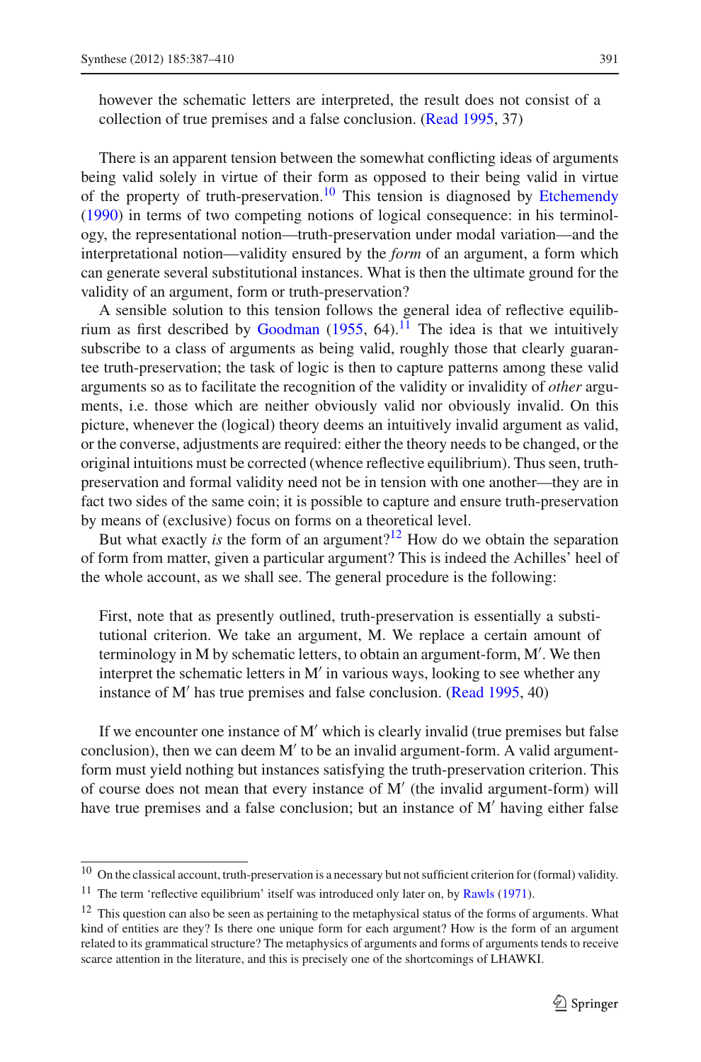> however the schematic letters are interpreted, the result does not consist of a collection of true premises and a false conclusion. (Read 1995, 37)

There is an apparent tension between the somewhat conflicting ideas of arguments being valid solely in virtue of their form as opposed to their being valid in virtue of the property of truth-preservation.[10] This tension is diagnosed by Etchemendy (1990) in terms of two competing notions of logical consequence: in his terminology, the representational notion—truth-preservation under modal variation—and the interpretational notion—validity ensured by the *form* of an argument, a form which can generate several substitutional instances. What is then the ultimate ground for the validity of an argument, form or truth-preservation?

A sensible solution to this tension follows the general idea of reflective equilibrium as first described by Goodman (1955, 64).[11] The idea is that we intuitively subscribe to a class of arguments as being valid, roughly those that clearly guarantee truth-preservation; the task of logic is then to capture patterns among these valid arguments so as to facilitate the recognition of the validity or invalidity of *other* arguments, i.e. those which are neither obviously valid nor obviously invalid. On this picture, whenever the (logical) theory deems an intuitively invalid argument as valid, or the converse, adjustments are required: either the theory needs to be changed, or the original intuitions must be corrected (whence reflective equilibrium). Thus seen, truth-preservation and formal validity need not be in tension with one another—they are in fact two sides of the same coin; it is possible to capture and ensure truth-preservation by means of (exclusive) focus on forms on a theoretical level.

But what exactly *is* the form of an argument?[12] How do we obtain the separation of form from matter, given a particular argument? This is indeed the Achilles' heel of the whole account, as we shall see. The general procedure is the following:

> First, note that as presently outlined, truth-preservation is essentially a substitutional criterion. We take an argument, M. We replace a certain amount of terminology in M by schematic letters, to obtain an argument-form, M′. We then interpret the schematic letters in M′ in various ways, looking to see whether any instance of M′ has true premises and false conclusion. (Read 1995, 40)

If we encounter one instance of M′ which is clearly invalid (true premises but false conclusion), then we can deem M′ to be an invalid argument-form. A valid argument-form must yield nothing but instances satisfying the truth-preservation criterion. This of course does not mean that every instance of M′ (the invalid argument-form) will have true premises and a false conclusion; but an instance of M′ having either false

---

[10] On the classical account, truth-preservation is a necessary but not sufficient criterion for (formal) validity.

[11] The term 'reflective equilibrium' itself was introduced only later on, by Rawls (1971).

[12] This question can also be seen as pertaining to the metaphysical status of the forms of arguments. What kind of entities are they? Is there one unique form for each argument? How is the form of an argument related to its grammatical structure? The metaphysics of arguments and forms of arguments tends to receive scarce attention in the literature, and this is precisely one of the shortcomings of LHAWKI.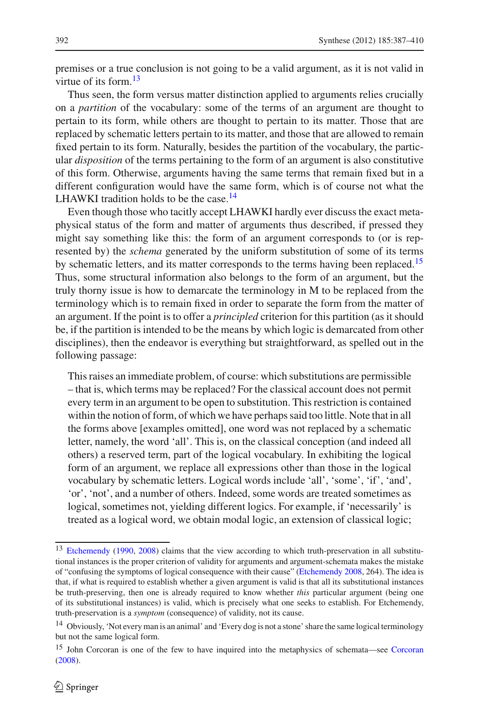premises or a true conclusion is not going to be a valid argument, as it is not valid in virtue of its form.[13]

Thus seen, the form versus matter distinction applied to arguments relies crucially on a *partition* of the vocabulary: some of the terms of an argument are thought to pertain to its form, while others are thought to pertain to its matter. Those that are replaced by schematic letters pertain to its matter, and those that are allowed to remain fixed pertain to its form. Naturally, besides the partition of the vocabulary, the particular *disposition* of the terms pertaining to the form of an argument is also constitutive of this form. Otherwise, arguments having the same terms that remain fixed but in a different configuration would have the same form, which is of course not what the LHAWKI tradition holds to be the case.[14]

Even though those who tacitly accept LHAWKI hardly ever discuss the exact metaphysical status of the form and matter of arguments thus described, if pressed they might say something like this: the form of an argument corresponds to (or is represented by) the *schema* generated by the uniform substitution of some of its terms by schematic letters, and its matter corresponds to the terms having been replaced.[15] Thus, some structural information also belongs to the form of an argument, but the truly thorny issue is how to demarcate the terminology in M to be replaced from the terminology which is to remain fixed in order to separate the form from the matter of an argument. If the point is to offer a *principled* criterion for this partition (as it should be, if the partition is intended to be the means by which logic is demarcated from other disciplines), then the endeavor is everything but straightforward, as spelled out in the following passage:

> This raises an immediate problem, of course: which substitutions are permissible – that is, which terms may be replaced? For the classical account does not permit every term in an argument to be open to substitution. This restriction is contained within the notion of form, of which we have perhaps said too little. Note that in all the forms above [examples omitted], one word was not replaced by a schematic letter, namely, the word 'all'. This is, on the classical conception (and indeed all others) a reserved term, part of the logical vocabulary. In exhibiting the logical form of an argument, we replace all expressions other than those in the logical vocabulary by schematic letters. Logical words include 'all', 'some', 'if', 'and', 'or', 'not', and a number of others. Indeed, some words are treated sometimes as logical, sometimes not, yielding different logics. For example, if 'necessarily' is treated as a logical word, we obtain modal logic, an extension of classical logic;

[13] Etchemendy (1990, 2008) claims that the view according to which truth-preservation in all substitutional instances is the proper criterion of validity for arguments and argument-schemata makes the mistake of "confusing the symptoms of logical consequence with their cause" (Etchemendy 2008, 264). The idea is that, if what is required to establish whether a given argument is valid is that all its substitutional instances be truth-preserving, then one is already required to know whether *this* particular argument (being one of its substitutional instances) is valid, which is precisely what one seeks to establish. For Etchemendy, truth-preservation is a *symptom* (consequence) of validity, not its cause.

[14] Obviously, 'Not every man is an animal' and 'Every dog is not a stone' share the same logical terminology but not the same logical form.

[15] John Corcoran is one of the few to have inquired into the metaphysics of schemata—see Corcoran (2008).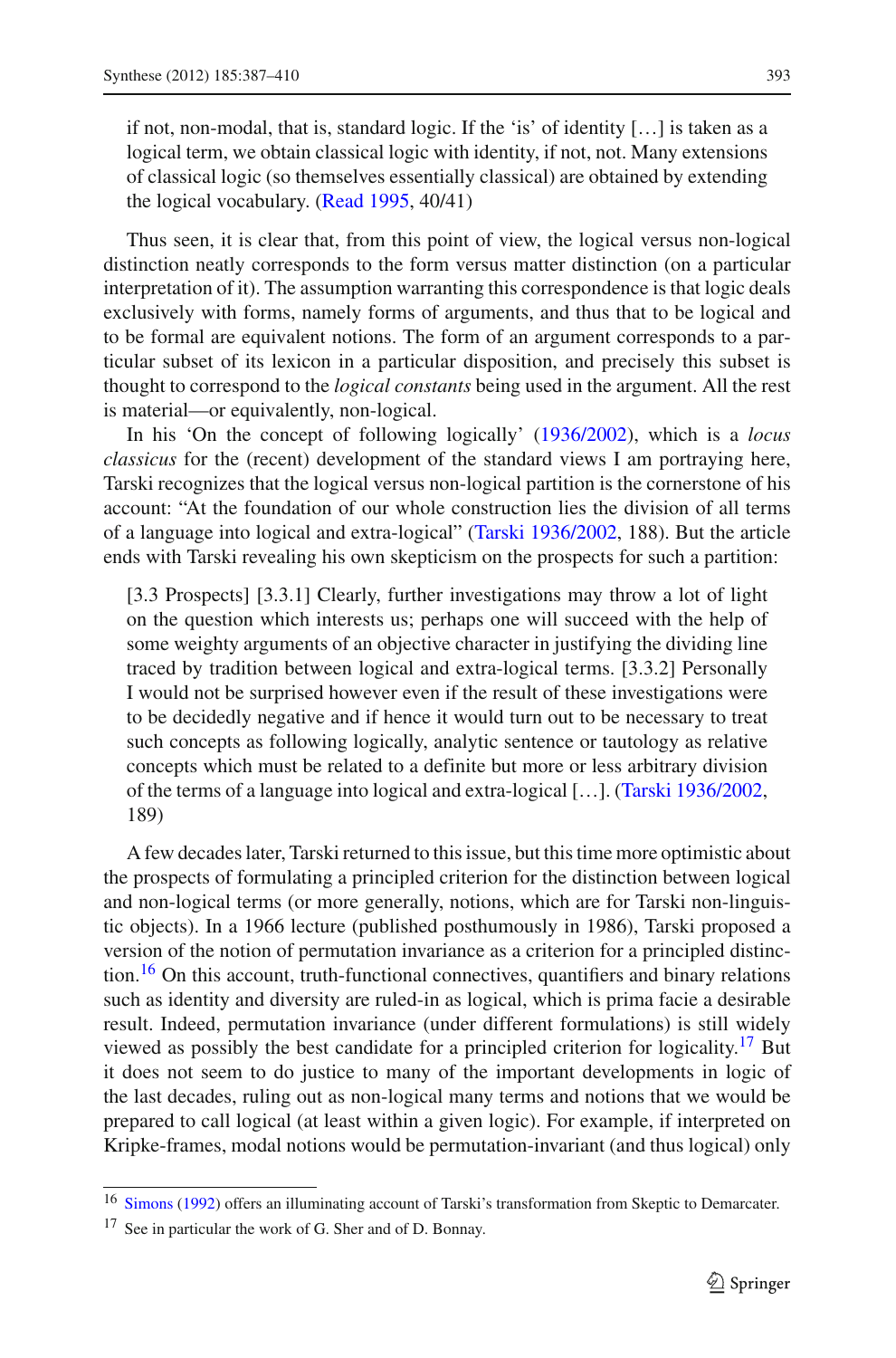if not, non-modal, that is, standard logic. If the 'is' of identity […] is taken as a logical term, we obtain classical logic with identity, if not, not. Many extensions of classical logic (so themselves essentially classical) are obtained by extending the logical vocabulary. (Read 1995, 40/41)

Thus seen, it is clear that, from this point of view, the logical versus non-logical distinction neatly corresponds to the form versus matter distinction (on a particular interpretation of it). The assumption warranting this correspondence is that logic deals exclusively with forms, namely forms of arguments, and thus that to be logical and to be formal are equivalent notions. The form of an argument corresponds to a particular subset of its lexicon in a particular disposition, and precisely this subset is thought to correspond to the *logical constants* being used in the argument. All the rest is material—or equivalently, non-logical.

In his 'On the concept of following logically' (1936/2002), which is a *locus classicus* for the (recent) development of the standard views I am portraying here, Tarski recognizes that the logical versus non-logical partition is the cornerstone of his account: "At the foundation of our whole construction lies the division of all terms of a language into logical and extra-logical" (Tarski 1936/2002, 188). But the article ends with Tarski revealing his own skepticism on the prospects for such a partition:

> [3.3 Prospects] [3.3.1] Clearly, further investigations may throw a lot of light on the question which interests us; perhaps one will succeed with the help of some weighty arguments of an objective character in justifying the dividing line traced by tradition between logical and extra-logical terms. [3.3.2] Personally I would not be surprised however even if the result of these investigations were to be decidedly negative and if hence it would turn out to be necessary to treat such concepts as following logically, analytic sentence or tautology as relative concepts which must be related to a definite but more or less arbitrary division of the terms of a language into logical and extra-logical […]. (Tarski 1936/2002, 189)

A few decades later, Tarski returned to this issue, but this time more optimistic about the prospects of formulating a principled criterion for the distinction between logical and non-logical terms (or more generally, notions, which are for Tarski non-linguistic objects). In a 1966 lecture (published posthumously in 1986), Tarski proposed a version of the notion of permutation invariance as a criterion for a principled distinction.[16] On this account, truth-functional connectives, quantifiers and binary relations such as identity and diversity are ruled-in as logical, which is prima facie a desirable result. Indeed, permutation invariance (under different formulations) is still widely viewed as possibly the best candidate for a principled criterion for logicality.[17] But it does not seem to do justice to many of the important developments in logic of the last decades, ruling out as non-logical many terms and notions that we would be prepared to call logical (at least within a given logic). For example, if interpreted on Kripke-frames, modal notions would be permutation-invariant (and thus logical) only

---

[16] Simons (1992) offers an illuminating account of Tarski's transformation from Skeptic to Demarcater.

[17] See in particular the work of G. Sher and of D. Bonnay.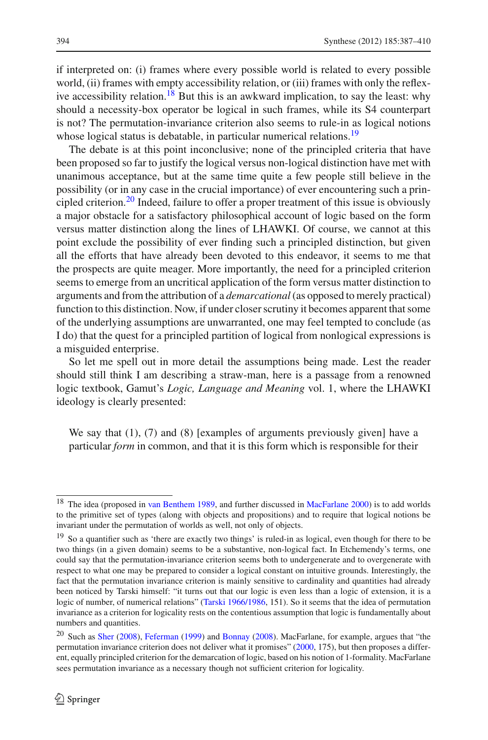if interpreted on: (i) frames where every possible world is related to every possible world, (ii) frames with empty accessibility relation, or (iii) frames with only the reflexive accessibility relation.[18] But this is an awkward implication, to say the least: why should a necessity-box operator be logical in such frames, while its S4 counterpart is not? The permutation-invariance criterion also seems to rule-in as logical notions whose logical status is debatable, in particular numerical relations.[19]

The debate is at this point inconclusive; none of the principled criteria that have been proposed so far to justify the logical versus non-logical distinction have met with unanimous acceptance, but at the same time quite a few people still believe in the possibility (or in any case in the crucial importance) of ever encountering such a principled criterion.[20] Indeed, failure to offer a proper treatment of this issue is obviously a major obstacle for a satisfactory philosophical account of logic based on the form versus matter distinction along the lines of LHAWKI. Of course, we cannot at this point exclude the possibility of ever finding such a principled distinction, but given all the efforts that have already been devoted to this endeavor, it seems to me that the prospects are quite meager. More importantly, the need for a principled criterion seems to emerge from an uncritical application of the form versus matter distinction to arguments and from the attribution of a *demarcational* (as opposed to merely practical) function to this distinction. Now, if under closer scrutiny it becomes apparent that some of the underlying assumptions are unwarranted, one may feel tempted to conclude (as I do) that the quest for a principled partition of logical from nonlogical expressions is a misguided enterprise.

So let me spell out in more detail the assumptions being made. Lest the reader should still think I am describing a straw-man, here is a passage from a renowned logic textbook, Gamut's *Logic, Language and Meaning* vol. 1, where the LHAWKI ideology is clearly presented:

> We say that (1), (7) and (8) [examples of arguments previously given] have a particular *form* in common, and that it is this form which is responsible for their

[18] The idea (proposed in van Benthem 1989, and further discussed in MacFarlane 2000) is to add worlds to the primitive set of types (along with objects and propositions) and to require that logical notions be invariant under the permutation of worlds as well, not only of objects.

[19] So a quantifier such as 'there are exactly two things' is ruled-in as logical, even though for there to be two things (in a given domain) seems to be a substantive, non-logical fact. In Etchemendy's terms, one could say that the permutation-invariance criterion seems both to undergenerate and to overgenerate with respect to what one may be prepared to consider a logical constant on intuitive grounds. Interestingly, the fact that the permutation invariance criterion is mainly sensitive to cardinality and quantities had already been noticed by Tarski himself: "it turns out that our logic is even less than a logic of extension, it is a logic of number, of numerical relations" (Tarski 1966/1986, 151). So it seems that the idea of permutation invariance as a criterion for logicality rests on the contentious assumption that logic is fundamentally about numbers and quantities.

[20] Such as Sher (2008), Feferman (1999) and Bonnay (2008). MacFarlane, for example, argues that "the permutation invariance criterion does not deliver what it promises" (2000, 175), but then proposes a different, equally principled criterion for the demarcation of logic, based on his notion of 1-formality. MacFarlane sees permutation invariance as a necessary though not sufficient criterion for logicality.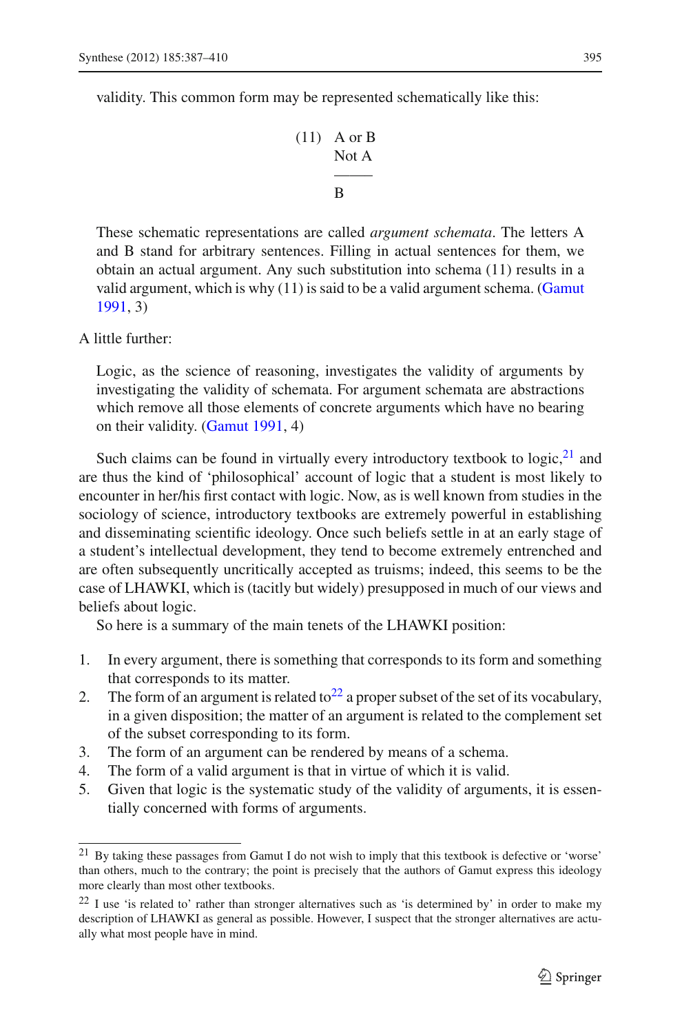validity. This common form may be represented schematically like this:

> (11) A or B
> Not A
> ———
> B
>
> These schematic representations are called *argument schemata*. The letters A and B stand for arbitrary sentences. Filling in actual sentences for them, we obtain an actual argument. Any such substitution into schema (11) results in a valid argument, which is why (11) is said to be a valid argument schema. (Gamut 1991, 3)

A little further:

> Logic, as the science of reasoning, investigates the validity of arguments by investigating the validity of schemata. For argument schemata are abstractions which remove all those elements of concrete arguments which have no bearing on their validity. (Gamut 1991, 4)

Such claims can be found in virtually every introductory textbook to logic,[21] and are thus the kind of 'philosophical' account of logic that a student is most likely to encounter in her/his first contact with logic. Now, as is well known from studies in the sociology of science, introductory textbooks are extremely powerful in establishing and disseminating scientific ideology. Once such beliefs settle in at an early stage of a student's intellectual development, they tend to become extremely entrenched and are often subsequently uncritically accepted as truisms; indeed, this seems to be the case of LHAWKI, which is (tacitly but widely) presupposed in much of our views and beliefs about logic.

So here is a summary of the main tenets of the LHAWKI position:

1. In every argument, there is something that corresponds to its form and something that corresponds to its matter.
2. The form of an argument is related to[22] a proper subset of the set of its vocabulary, in a given disposition; the matter of an argument is related to the complement set of the subset corresponding to its form.
3. The form of an argument can be rendered by means of a schema.
4. The form of a valid argument is that in virtue of which it is valid.
5. Given that logic is the systematic study of the validity of arguments, it is essentially concerned with forms of arguments.

---

[21] By taking these passages from Gamut I do not wish to imply that this textbook is defective or 'worse' than others, much to the contrary; the point is precisely that the authors of Gamut express this ideology more clearly than most other textbooks.

[22] I use 'is related to' rather than stronger alternatives such as 'is determined by' in order to make my description of LHAWKI as general as possible. However, I suspect that the stronger alternatives are actually what most people have in mind.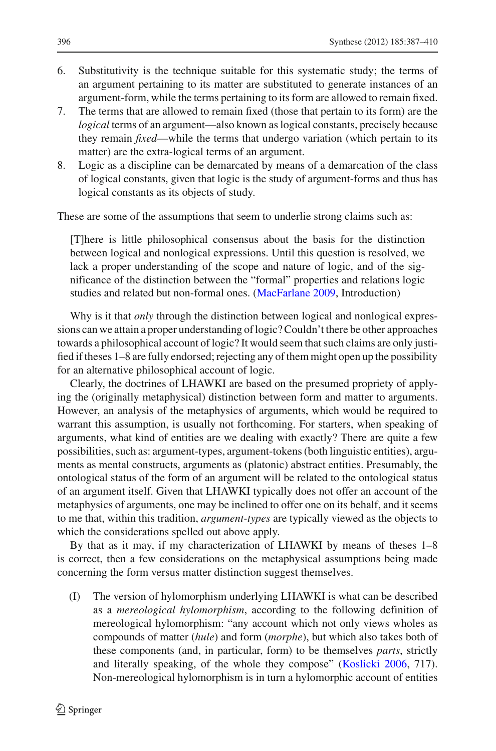6. Substitutivity is the technique suitable for this systematic study; the terms of an argument pertaining to its matter are substituted to generate instances of an argument-form, while the terms pertaining to its form are allowed to remain fixed.
7. The terms that are allowed to remain fixed (those that pertain to its form) are the *logical* terms of an argument—also known as logical constants, precisely because they remain *fixed*—while the terms that undergo variation (which pertain to its matter) are the extra-logical terms of an argument.
8. Logic as a discipline can be demarcated by means of a demarcation of the class of logical constants, given that logic is the study of argument-forms and thus has logical constants as its objects of study.

These are some of the assumptions that seem to underlie strong claims such as:

> [T]here is little philosophical consensus about the basis for the distinction between logical and nonlogical expressions. Until this question is resolved, we lack a proper understanding of the scope and nature of logic, and of the significance of the distinction between the "formal" properties and relations logic studies and related but non-formal ones. (MacFarlane 2009, Introduction)

Why is it that *only* through the distinction between logical and nonlogical expressions can we attain a proper understanding of logic? Couldn't there be other approaches towards a philosophical account of logic? It would seem that such claims are only justified if theses 1–8 are fully endorsed; rejecting any of them might open up the possibility for an alternative philosophical account of logic.

Clearly, the doctrines of LHAWKI are based on the presumed propriety of applying the (originally metaphysical) distinction between form and matter to arguments. However, an analysis of the metaphysics of arguments, which would be required to warrant this assumption, is usually not forthcoming. For starters, when speaking of arguments, what kind of entities are we dealing with exactly? There are quite a few possibilities, such as: argument-types, argument-tokens (both linguistic entities), arguments as mental constructs, arguments as (platonic) abstract entities. Presumably, the ontological status of the form of an argument will be related to the ontological status of an argument itself. Given that LHAWKI typically does not offer an account of the metaphysics of arguments, one may be inclined to offer one on its behalf, and it seems to me that, within this tradition, *argument-types* are typically viewed as the objects to which the considerations spelled out above apply.

By that as it may, if my characterization of LHAWKI by means of theses 1–8 is correct, then a few considerations on the metaphysical assumptions being made concerning the form versus matter distinction suggest themselves.

(I) The version of hylomorphism underlying LHAWKI is what can be described as a *mereological hylomorphism*, according to the following definition of mereological hylomorphism: "any account which not only views wholes as compounds of matter (*hule*) and form (*morphe*), but which also takes both of these components (and, in particular, form) to be themselves *parts*, strictly and literally speaking, of the whole they compose" (Koslicki 2006, 717). Non-mereological hylomorphism is in turn a hylomorphic account of entities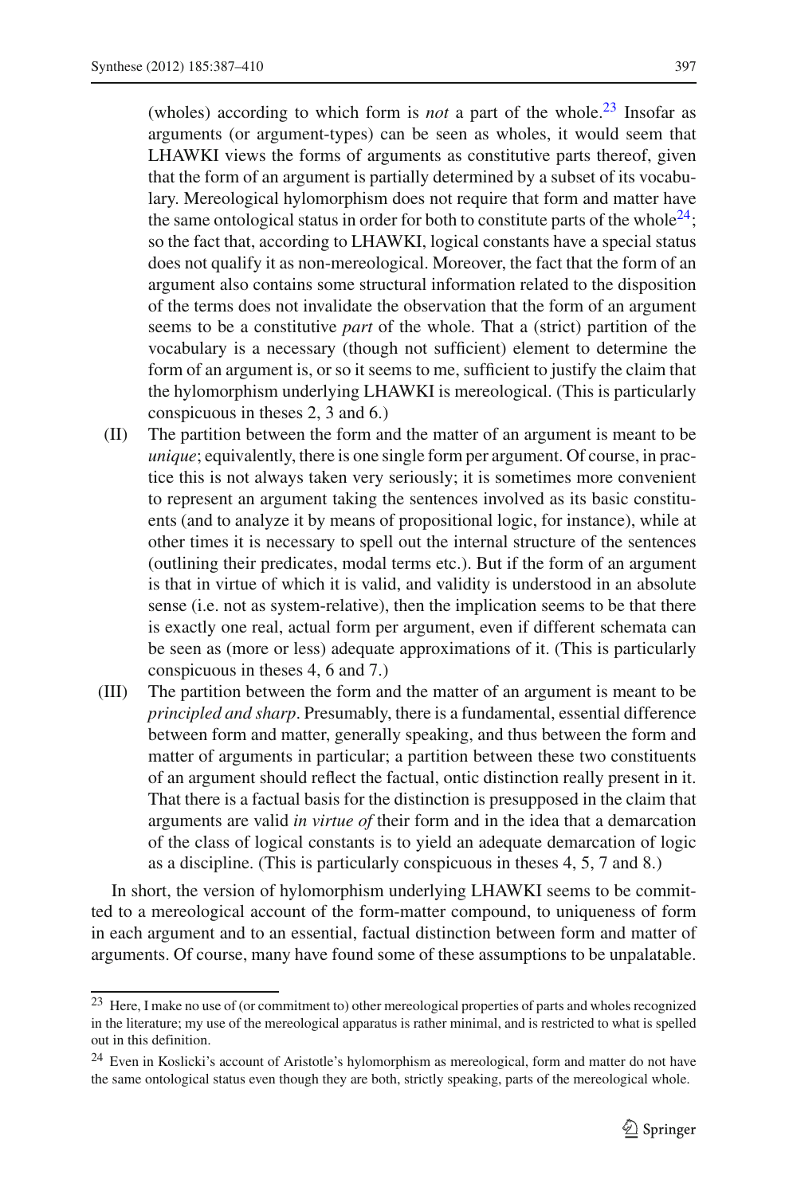(wholes) according to which form is *not* a part of the whole.[23] Insofar as arguments (or argument-types) can be seen as wholes, it would seem that LHAWKI views the forms of arguments as constitutive parts thereof, given that the form of an argument is partially determined by a subset of its vocabulary. Mereological hylomorphism does not require that form and matter have the same ontological status in order for both to constitute parts of the whole[24]; so the fact that, according to LHAWKI, logical constants have a special status does not qualify it as non-mereological. Moreover, the fact that the form of an argument also contains some structural information related to the disposition of the terms does not invalidate the observation that the form of an argument seems to be a constitutive *part* of the whole. That a (strict) partition of the vocabulary is a necessary (though not sufficient) element to determine the form of an argument is, or so it seems to me, sufficient to justify the claim that the hylomorphism underlying LHAWKI is mereological. (This is particularly conspicuous in theses 2, 3 and 6.)

(II) The partition between the form and the matter of an argument is meant to be *unique*; equivalently, there is one single form per argument. Of course, in practice this is not always taken very seriously; it is sometimes more convenient to represent an argument taking the sentences involved as its basic constituents (and to analyze it by means of propositional logic, for instance), while at other times it is necessary to spell out the internal structure of the sentences (outlining their predicates, modal terms etc.). But if the form of an argument is that in virtue of which it is valid, and validity is understood in an absolute sense (i.e. not as system-relative), then the implication seems to be that there is exactly one real, actual form per argument, even if different schemata can be seen as (more or less) adequate approximations of it. (This is particularly conspicuous in theses 4, 6 and 7.)

(III) The partition between the form and the matter of an argument is meant to be *principled and sharp*. Presumably, there is a fundamental, essential difference between form and matter, generally speaking, and thus between the form and matter of arguments in particular; a partition between these two constituents of an argument should reflect the factual, ontic distinction really present in it. That there is a factual basis for the distinction is presupposed in the claim that arguments are valid *in virtue of* their form and in the idea that a demarcation of the class of logical constants is to yield an adequate demarcation of logic as a discipline. (This is particularly conspicuous in theses 4, 5, 7 and 8.)

In short, the version of hylomorphism underlying LHAWKI seems to be committed to a mereological account of the form-matter compound, to uniqueness of form in each argument and to an essential, factual distinction between form and matter of arguments. Of course, many have found some of these assumptions to be unpalatable.

[23] Here, I make no use of (or commitment to) other mereological properties of parts and wholes recognized in the literature; my use of the mereological apparatus is rather minimal, and is restricted to what is spelled out in this definition.

[24] Even in Koslicki's account of Aristotle's hylomorphism as mereological, form and matter do not have the same ontological status even though they are both, strictly speaking, parts of the mereological whole.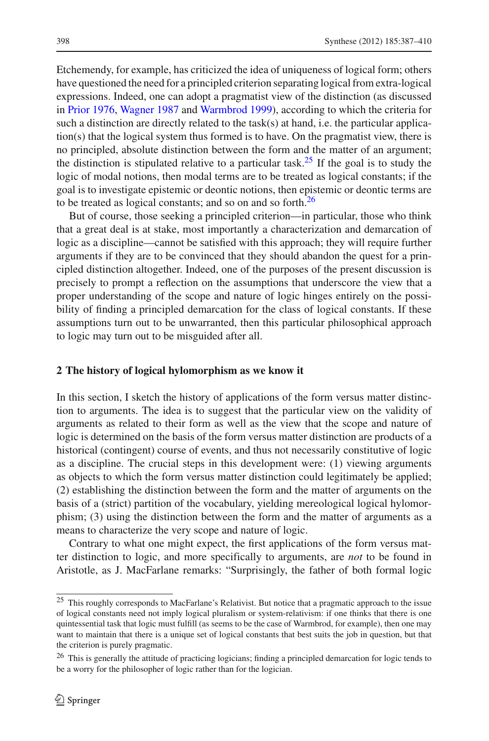Etchemendy, for example, has criticized the idea of uniqueness of logical form; others have questioned the need for a principled criterion separating logical from extra-logical expressions. Indeed, one can adopt a pragmatist view of the distinction (as discussed in Prior 1976, Wagner 1987 and Warmbrod 1999), according to which the criteria for such a distinction are directly related to the task(s) at hand, i.e. the particular application(s) that the logical system thus formed is to have. On the pragmatist view, there is no principled, absolute distinction between the form and the matter of an argument; the distinction is stipulated relative to a particular task.[25] If the goal is to study the logic of modal notions, then modal terms are to be treated as logical constants; if the goal is to investigate epistemic or deontic notions, then epistemic or deontic terms are to be treated as logical constants; and so on and so forth.[26]

But of course, those seeking a principled criterion—in particular, those who think that a great deal is at stake, most importantly a characterization and demarcation of logic as a discipline—cannot be satisfied with this approach; they will require further arguments if they are to be convinced that they should abandon the quest for a principled distinction altogether. Indeed, one of the purposes of the present discussion is precisely to prompt a reflection on the assumptions that underscore the view that a proper understanding of the scope and nature of logic hinges entirely on the possibility of finding a principled demarcation for the class of logical constants. If these assumptions turn out to be unwarranted, then this particular philosophical approach to logic may turn out to be misguided after all.

## 2 The history of logical hylomorphism as we know it

In this section, I sketch the history of applications of the form versus matter distinction to arguments. The idea is to suggest that the particular view on the validity of arguments as related to their form as well as the view that the scope and nature of logic is determined on the basis of the form versus matter distinction are products of a historical (contingent) course of events, and thus not necessarily constitutive of logic as a discipline. The crucial steps in this development were: (1) viewing arguments as objects to which the form versus matter distinction could legitimately be applied; (2) establishing the distinction between the form and the matter of arguments on the basis of a (strict) partition of the vocabulary, yielding mereological logical hylomorphism; (3) using the distinction between the form and the matter of arguments as a means to characterize the very scope and nature of logic.

Contrary to what one might expect, the first applications of the form versus matter distinction to logic, and more specifically to arguments, are *not* to be found in Aristotle, as J. MacFarlane remarks: "Surprisingly, the father of both formal logic

---

[25] This roughly corresponds to MacFarlane's Relativist. But notice that a pragmatic approach to the issue of logical constants need not imply logical pluralism or system-relativism: if one thinks that there is one quintessential task that logic must fulfill (as seems to be the case of Warmbrod, for example), then one may want to maintain that there is a unique set of logical constants that best suits the job in question, but that the criterion is purely pragmatic.

[26] This is generally the attitude of practicing logicians; finding a principled demarcation for logic tends to be a worry for the philosopher of logic rather than for the logician.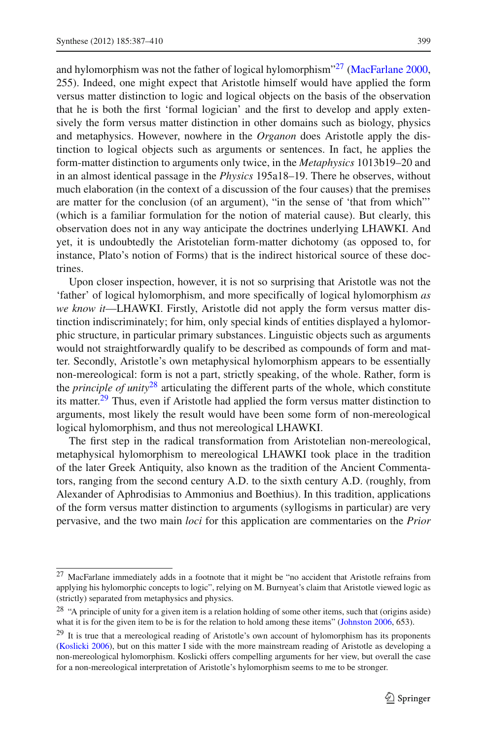and hylomorphism was not the father of logical hylomorphism”[27] (MacFarlane 2000, 255). Indeed, one might expect that Aristotle himself would have applied the form versus matter distinction to logic and logical objects on the basis of the observation that he is both the first ‘formal logician’ and the first to develop and apply extensively the form versus matter distinction in other domains such as biology, physics and metaphysics. However, nowhere in the *Organon* does Aristotle apply the distinction to logical objects such as arguments or sentences. In fact, he applies the form-matter distinction to arguments only twice, in the *Metaphysics* 1013b19–20 and in an almost identical passage in the *Physics* 195a18–19. There he observes, without much elaboration (in the context of a discussion of the four causes) that the premises are matter for the conclusion (of an argument), “in the sense of ‘that from which”’ (which is a familiar formulation for the notion of material cause). But clearly, this observation does not in any way anticipate the doctrines underlying LHAWKI. And yet, it is undoubtedly the Aristotelian form-matter dichotomy (as opposed to, for instance, Plato’s notion of Forms) that is the indirect historical source of these doctrines.

Upon closer inspection, however, it is not so surprising that Aristotle was not the ‘father’ of logical hylomorphism, and more specifically of logical hylomorphism *as we know it*—LHAWKI. Firstly, Aristotle did not apply the form versus matter distinction indiscriminately; for him, only special kinds of entities displayed a hylomorphic structure, in particular primary substances. Linguistic objects such as arguments would not straightforwardly qualify to be described as compounds of form and matter. Secondly, Aristotle’s own metaphysical hylomorphism appears to be essentially non-mereological: form is not a part, strictly speaking, of the whole. Rather, form is the *principle of unity*[28] articulating the different parts of the whole, which constitute its matter.[29] Thus, even if Aristotle had applied the form versus matter distinction to arguments, most likely the result would have been some form of non-mereological logical hylomorphism, and thus not mereological LHAWKI.

The first step in the radical transformation from Aristotelian non-mereological, metaphysical hylomorphism to mereological LHAWKI took place in the tradition of the later Greek Antiquity, also known as the tradition of the Ancient Commentators, ranging from the second century A.D. to the sixth century A.D. (roughly, from Alexander of Aphrodisias to Ammonius and Boethius). In this tradition, applications of the form versus matter distinction to arguments (syllogisms in particular) are very pervasive, and the two main *loci* for this application are commentaries on the *Prior*

---

[27] MacFarlane immediately adds in a footnote that it might be “no accident that Aristotle refrains from applying his hylomorphic concepts to logic”, relying on M. Burnyeat’s claim that Aristotle viewed logic as (strictly) separated from metaphysics and physics.

[28] “A principle of unity for a given item is a relation holding of some other items, such that (origins aside) what it is for the given item to be is for the relation to hold among these items” (Johnston 2006, 653).

[29] It is true that a mereological reading of Aristotle’s own account of hylomorphism has its proponents (Koslicki 2006), but on this matter I side with the more mainstream reading of Aristotle as developing a non-mereological hylomorphism. Koslicki offers compelling arguments for her view, but overall the case for a non-mereological interpretation of Aristotle’s hylomorphism seems to me to be stronger.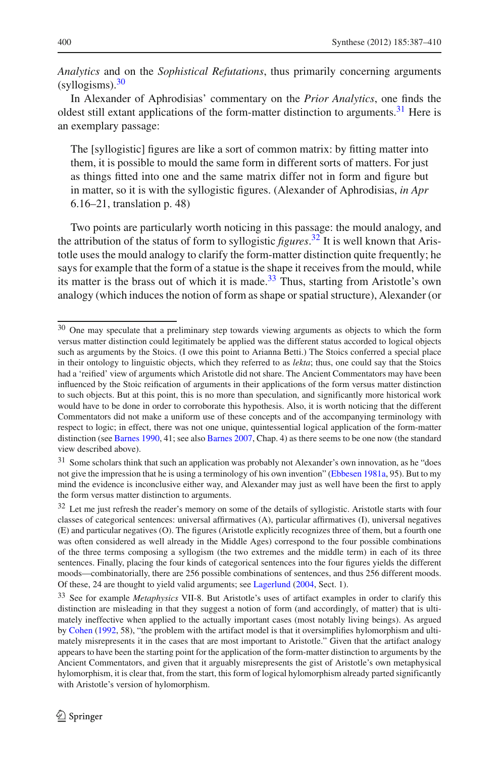*Analytics* and on the *Sophistical Refutations*, thus primarily concerning arguments (syllogisms).[30]

In Alexander of Aphrodisias' commentary on the *Prior Analytics*, one finds the oldest still extant applications of the form-matter distinction to arguments.[31] Here is an exemplary passage:

> The [syllogistic] figures are like a sort of common matrix: by fitting matter into them, it is possible to mould the same form in different sorts of matters. For just as things fitted into one and the same matrix differ not in form and figure but in matter, so it is with the syllogistic figures. (Alexander of Aphrodisias, *in Apr* 6.16–21, translation p. 48)

Two points are particularly worth noticing in this passage: the mould analogy, and the attribution of the status of form to syllogistic *figures*.[32] It is well known that Aristotle uses the mould analogy to clarify the form-matter distinction quite frequently; he says for example that the form of a statue is the shape it receives from the mould, while its matter is the brass out of which it is made.[33] Thus, starting from Aristotle's own analogy (which induces the notion of form as shape or spatial structure), Alexander (or

---

[30] One may speculate that a preliminary step towards viewing arguments as objects to which the form versus matter distinction could legitimately be applied was the different status accorded to logical objects such as arguments by the Stoics. (I owe this point to Arianna Betti.) The Stoics conferred a special place in their ontology to linguistic objects, which they referred to as *lekta*; thus, one could say that the Stoics had a 'reified' view of arguments which Aristotle did not share. The Ancient Commentators may have been influenced by the Stoic reification of arguments in their applications of the form versus matter distinction to such objects. But at this point, this is no more than speculation, and significantly more historical work would have to be done in order to corroborate this hypothesis. Also, it is worth noticing that the different Commentators did not make a uniform use of these concepts and of the accompanying terminology with respect to logic; in effect, there was not one unique, quintessential logical application of the form-matter distinction (see Barnes 1990, 41; see also Barnes 2007, Chap. 4) as there seems to be one now (the standard view described above).

[31] Some scholars think that such an application was probably not Alexander's own innovation, as he "does not give the impression that he is using a terminology of his own invention" (Ebbesen 1981a, 95). But to my mind the evidence is inconclusive either way, and Alexander may just as well have been the first to apply the form versus matter distinction to arguments.

[32] Let me just refresh the reader's memory on some of the details of syllogistic. Aristotle starts with four classes of categorical sentences: universal affirmatives (A), particular affirmatives (I), universal negatives (E) and particular negatives (O). The figures (Aristotle explicitly recognizes three of them, but a fourth one was often considered as well already in the Middle Ages) correspond to the four possible combinations of the three terms composing a syllogism (the two extremes and the middle term) in each of its three sentences. Finally, placing the four kinds of categorical sentences into the four figures yields the different moods—combinatorially, there are 256 possible combinations of sentences, and thus 256 different moods. Of these, 24 are thought to yield valid arguments; see Lagerlund (2004, Sect. 1).

[33] See for example *Metaphysics* VII-8. But Aristotle's uses of artifact examples in order to clarify this distinction are misleading in that they suggest a notion of form (and accordingly, of matter) that is ultimately ineffective when applied to the actually important cases (most notably living beings). As argued by Cohen (1992, 58), "the problem with the artifact model is that it oversimplifies hylomorphism and ultimately misrepresents it in the cases that are most important to Aristotle." Given that the artifact analogy appears to have been the starting point for the application of the form-matter distinction to arguments by the Ancient Commentators, and given that it arguably misrepresents the gist of Aristotle's own metaphysical hylomorphism, it is clear that, from the start, this form of logical hylomorphism already parted significantly with Aristotle's version of hylomorphism.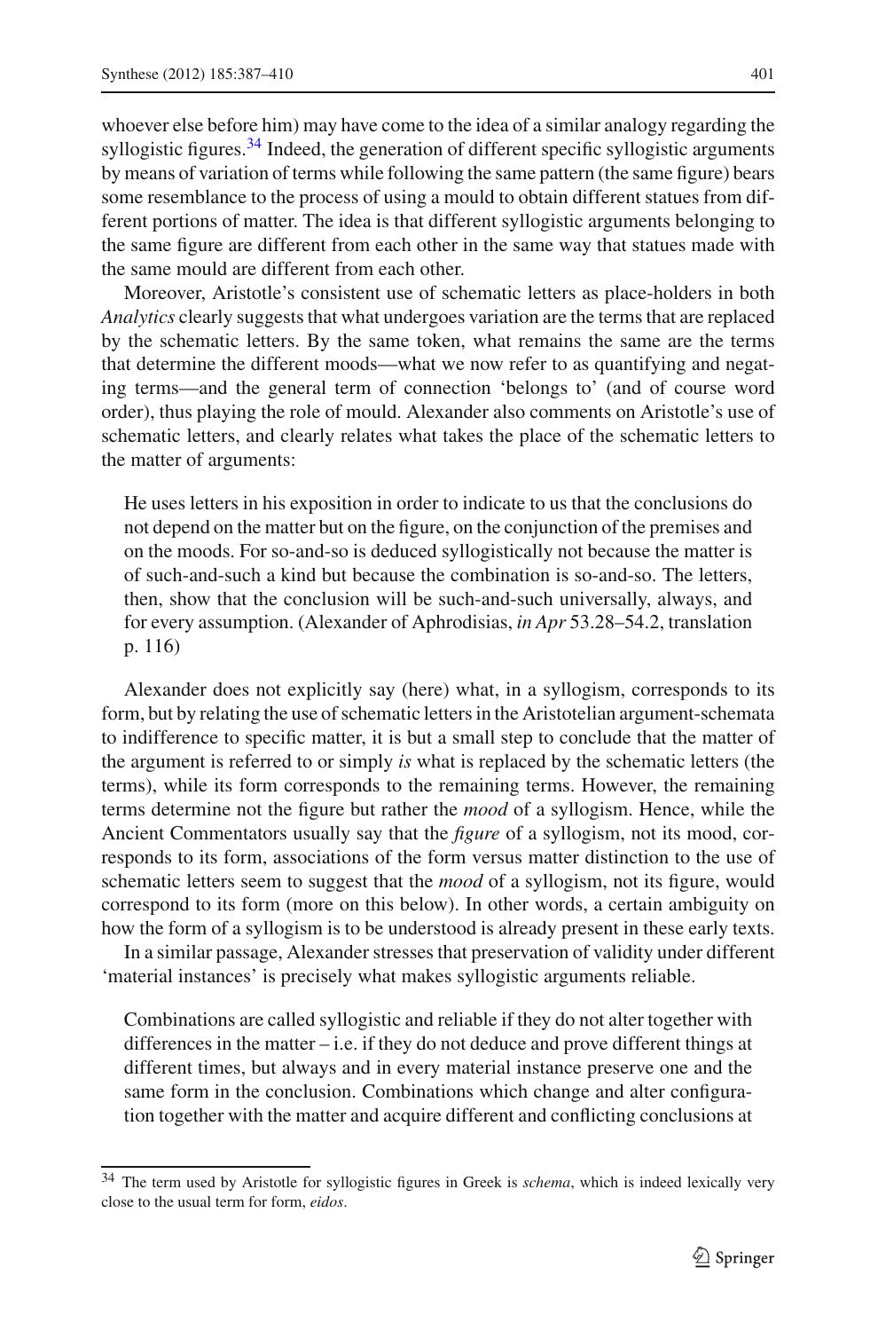whoever else before him) may have come to the idea of a similar analogy regarding the syllogistic figures.[34] Indeed, the generation of different specific syllogistic arguments by means of variation of terms while following the same pattern (the same figure) bears some resemblance to the process of using a mould to obtain different statues from different portions of matter. The idea is that different syllogistic arguments belonging to the same figure are different from each other in the same way that statues made with the same mould are different from each other.

Moreover, Aristotle's consistent use of schematic letters as place-holders in both *Analytics* clearly suggests that what undergoes variation are the terms that are replaced by the schematic letters. By the same token, what remains the same are the terms that determine the different moods—what we now refer to as quantifying and negating terms—and the general term of connection 'belongs to' (and of course word order), thus playing the role of mould. Alexander also comments on Aristotle's use of schematic letters, and clearly relates what takes the place of the schematic letters to the matter of arguments:

> He uses letters in his exposition in order to indicate to us that the conclusions do not depend on the matter but on the figure, on the conjunction of the premises and on the moods. For so-and-so is deduced syllogistically not because the matter is of such-and-such a kind but because the combination is so-and-so. The letters, then, show that the conclusion will be such-and-such universally, always, and for every assumption. (Alexander of Aphrodisias, *in Apr* 53.28–54.2, translation p. 116)

Alexander does not explicitly say (here) what, in a syllogism, corresponds to its form, but by relating the use of schematic letters in the Aristotelian argument-schemata to indifference to specific matter, it is but a small step to conclude that the matter of the argument is referred to or simply *is* what is replaced by the schematic letters (the terms), while its form corresponds to the remaining terms. However, the remaining terms determine not the figure but rather the *mood* of a syllogism. Hence, while the Ancient Commentators usually say that the *figure* of a syllogism, not its mood, corresponds to its form, associations of the form versus matter distinction to the use of schematic letters seem to suggest that the *mood* of a syllogism, not its figure, would correspond to its form (more on this below). In other words, a certain ambiguity on how the form of a syllogism is to be understood is already present in these early texts.

In a similar passage, Alexander stresses that preservation of validity under different 'material instances' is precisely what makes syllogistic arguments reliable.

> Combinations are called syllogistic and reliable if they do not alter together with differences in the matter – i.e. if they do not deduce and prove different things at different times, but always and in every material instance preserve one and the same form in the conclusion. Combinations which change and alter configuration together with the matter and acquire different and conflicting conclusions at

---

[34] The term used by Aristotle for syllogistic figures in Greek is *schema*, which is indeed lexically very close to the usual term for form, *eidos*.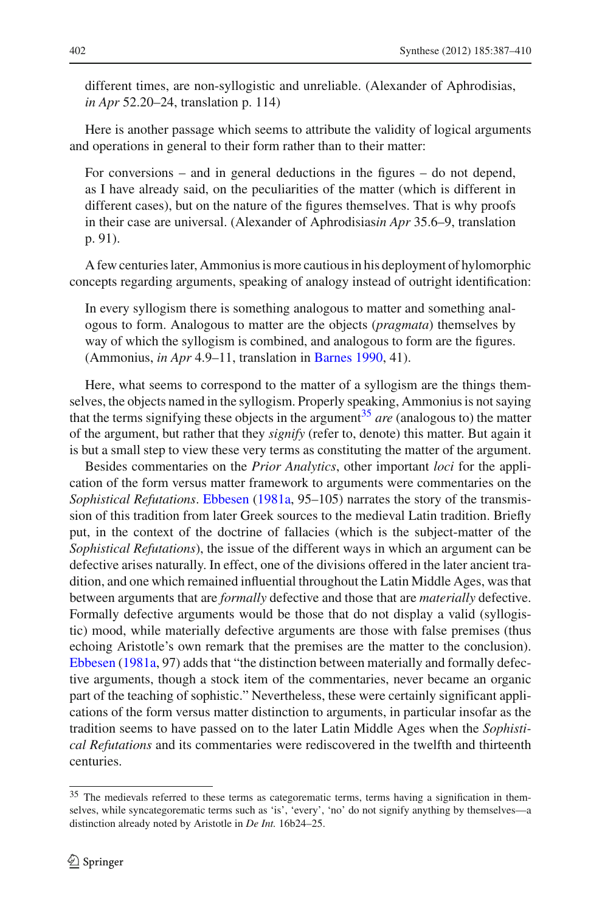different times, are non-syllogistic and unreliable. (Alexander of Aphrodisias, *in Apr* 52.20–24, translation p. 114)

Here is another passage which seems to attribute the validity of logical arguments and operations in general to their form rather than to their matter:

> For conversions – and in general deductions in the figures – do not depend, as I have already said, on the peculiarities of the matter (which is different in different cases), but on the nature of the figures themselves. That is why proofs in their case are universal. (Alexander of Aphrodisias*in Apr* 35.6–9, translation p. 91).

A few centuries later, Ammonius is more cautious in his deployment of hylomorphic concepts regarding arguments, speaking of analogy instead of outright identification:

> In every syllogism there is something analogous to matter and something analogous to form. Analogous to matter are the objects (*pragmata*) themselves by way of which the syllogism is combined, and analogous to form are the figures. (Ammonius, *in Apr* 4.9–11, translation in Barnes 1990, 41).

Here, what seems to correspond to the matter of a syllogism are the things themselves, the objects named in the syllogism. Properly speaking, Ammonius is not saying that the terms signifying these objects in the argument[35] *are* (analogous to) the matter of the argument, but rather that they *signify* (refer to, denote) this matter. But again it is but a small step to view these very terms as constituting the matter of the argument.

Besides commentaries on the *Prior Analytics*, other important *loci* for the application of the form versus matter framework to arguments were commentaries on the *Sophistical Refutations*. Ebbesen (1981a, 95–105) narrates the story of the transmission of this tradition from later Greek sources to the medieval Latin tradition. Briefly put, in the context of the doctrine of fallacies (which is the subject-matter of the *Sophistical Refutations*), the issue of the different ways in which an argument can be defective arises naturally. In effect, one of the divisions offered in the later ancient tradition, and one which remained influential throughout the Latin Middle Ages, was that between arguments that are *formally* defective and those that are *materially* defective. Formally defective arguments would be those that do not display a valid (syllogistic) mood, while materially defective arguments are those with false premises (thus echoing Aristotle's own remark that the premises are the matter to the conclusion). Ebbesen (1981a, 97) adds that "the distinction between materially and formally defective arguments, though a stock item of the commentaries, never became an organic part of the teaching of sophistic." Nevertheless, these were certainly significant applications of the form versus matter distinction to arguments, in particular insofar as the tradition seems to have passed on to the later Latin Middle Ages when the *Sophistical Refutations* and its commentaries were rediscovered in the twelfth and thirteenth centuries.

---

[35] The medievals referred to these terms as categorematic terms, terms having a signification in themselves, while syncategorematic terms such as 'is', 'every', 'no' do not signify anything by themselves—a distinction already noted by Aristotle in *De Int.* 16b24–25.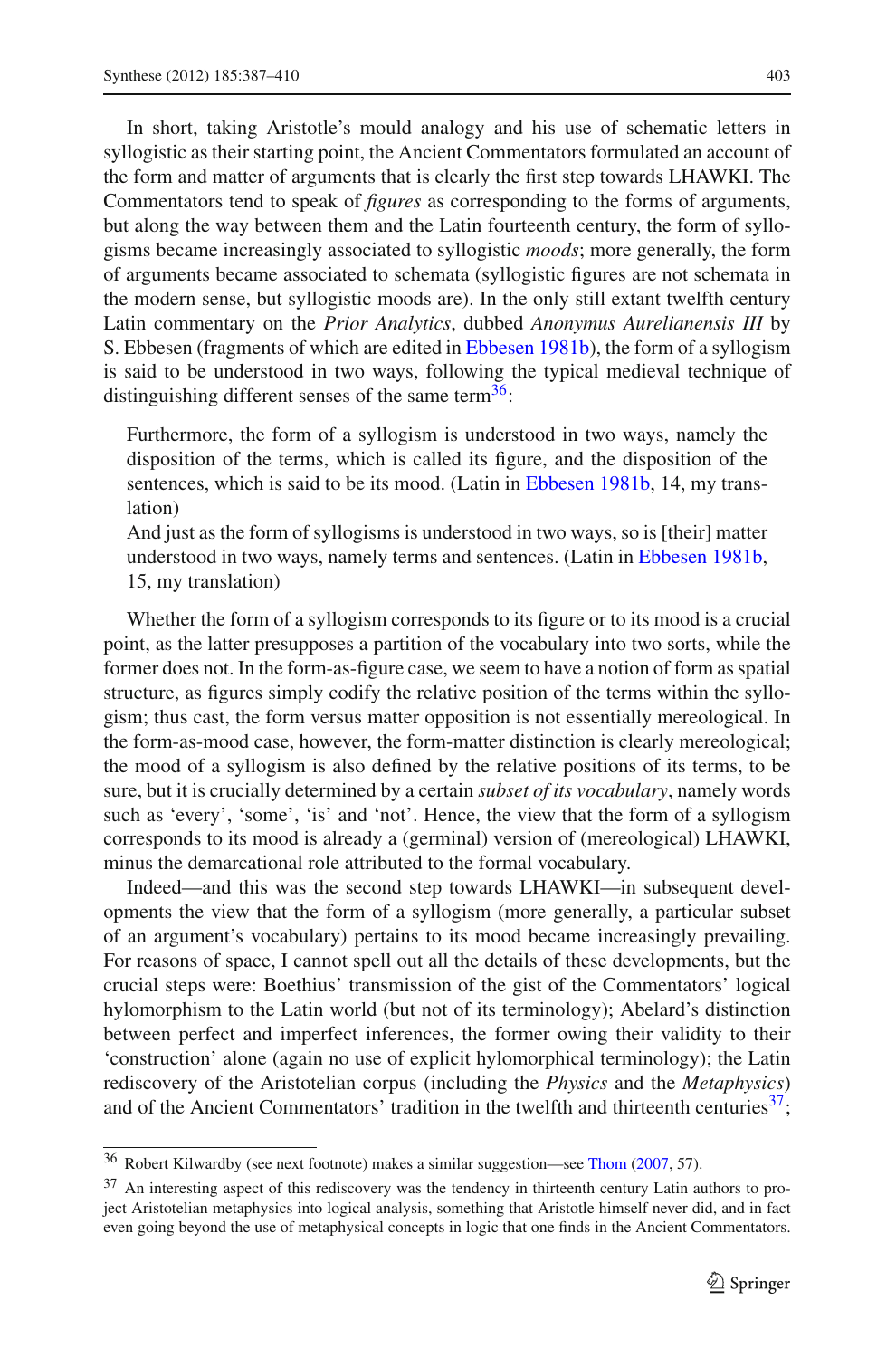In short, taking Aristotle's mould analogy and his use of schematic letters in syllogistic as their starting point, the Ancient Commentators formulated an account of the form and matter of arguments that is clearly the first step towards LHAWKI. The Commentators tend to speak of *figures* as corresponding to the forms of arguments, but along the way between them and the Latin fourteenth century, the form of syllogisms became increasingly associated to syllogistic *moods*; more generally, the form of arguments became associated to schemata (syllogistic figures are not schemata in the modern sense, but syllogistic moods are). In the only still extant twelfth century Latin commentary on the *Prior Analytics*, dubbed *Anonymus Aurelianensis III* by S. Ebbesen (fragments of which are edited in Ebbesen 1981b), the form of a syllogism is said to be understood in two ways, following the typical medieval technique of distinguishing different senses of the same term[36]:

> Furthermore, the form of a syllogism is understood in two ways, namely the disposition of the terms, which is called its figure, and the disposition of the sentences, which is said to be its mood. (Latin in Ebbesen 1981b, 14, my translation)
>
> And just as the form of syllogisms is understood in two ways, so is [their] matter understood in two ways, namely terms and sentences. (Latin in Ebbesen 1981b, 15, my translation)

Whether the form of a syllogism corresponds to its figure or to its mood is a crucial point, as the latter presupposes a partition of the vocabulary into two sorts, while the former does not. In the form-as-figure case, we seem to have a notion of form as spatial structure, as figures simply codify the relative position of the terms within the syllogism; thus cast, the form versus matter opposition is not essentially mereological. In the form-as-mood case, however, the form-matter distinction is clearly mereological; the mood of a syllogism is also defined by the relative positions of its terms, to be sure, but it is crucially determined by a certain *subset of its vocabulary*, namely words such as 'every', 'some', 'is' and 'not'. Hence, the view that the form of a syllogism corresponds to its mood is already a (germinal) version of (mereological) LHAWKI, minus the demarcational role attributed to the formal vocabulary.

Indeed—and this was the second step towards LHAWKI—in subsequent developments the view that the form of a syllogism (more generally, a particular subset of an argument's vocabulary) pertains to its mood became increasingly prevailing. For reasons of space, I cannot spell out all the details of these developments, but the crucial steps were: Boethius' transmission of the gist of the Commentators' logical hylomorphism to the Latin world (but not of its terminology); Abelard's distinction between perfect and imperfect inferences, the former owing their validity to their 'construction' alone (again no use of explicit hylomorphical terminology); the Latin rediscovery of the Aristotelian corpus (including the *Physics* and the *Metaphysics*) and of the Ancient Commentators' tradition in the twelfth and thirteenth centuries[37];

---

[36] Robert Kilwardby (see next footnote) makes a similar suggestion—see Thom (2007, 57).

[37] An interesting aspect of this rediscovery was the tendency in thirteenth century Latin authors to project Aristotelian metaphysics into logical analysis, something that Aristotle himself never did, and in fact even going beyond the use of metaphysical concepts in logic that one finds in the Ancient Commentators.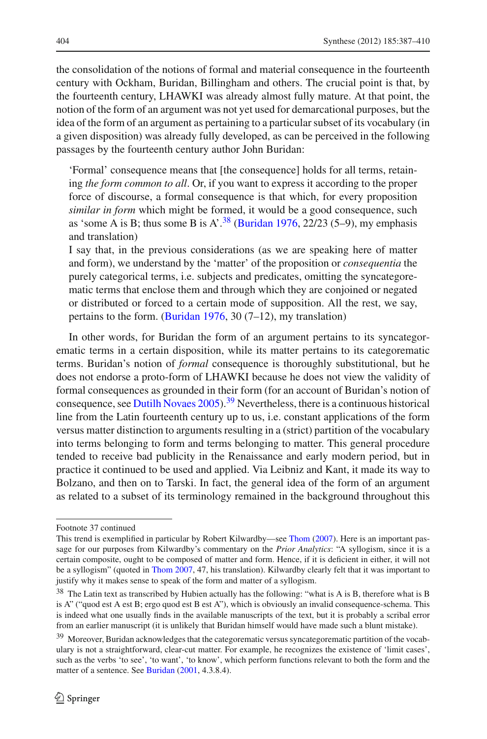the consolidation of the notions of formal and material consequence in the fourteenth century with Ockham, Buridan, Billingham and others. The crucial point is that, by the fourteenth century, LHAWKI was already almost fully mature. At that point, the notion of the form of an argument was not yet used for demarcational purposes, but the idea of the form of an argument as pertaining to a particular subset of its vocabulary (in a given disposition) was already fully developed, as can be perceived in the following passages by the fourteenth century author John Buridan:

> 'Formal' consequence means that [the consequence] holds for all terms, retaining *the form common to all*. Or, if you want to express it according to the proper force of discourse, a formal consequence is that which, for every proposition *similar in form* which might be formed, it would be a good consequence, such as 'some A is B; thus some B is A'.[38] (Buridan 1976, 22/23 (5–9), my emphasis and translation)
>
> I say that, in the previous considerations (as we are speaking here of matter and form), we understand by the 'matter' of the proposition or *consequentia* the purely categorical terms, i.e. subjects and predicates, omitting the syncategorematic terms that enclose them and through which they are conjoined or negated or distributed or forced to a certain mode of supposition. All the rest, we say, pertains to the form. (Buridan 1976, 30 (7–12), my translation)

In other words, for Buridan the form of an argument pertains to its syncategorematic terms in a certain disposition, while its matter pertains to its categorematic terms. Buridan's notion of *formal* consequence is thoroughly substitutional, but he does not endorse a proto-form of LHAWKI because he does not view the validity of formal consequences as grounded in their form (for an account of Buridan's notion of consequence, see Dutilh Novaes 2005).[39] Nevertheless, there is a continuous historical line from the Latin fourteenth century up to us, i.e. constant applications of the form versus matter distinction to arguments resulting in a (strict) partition of the vocabulary into terms belonging to form and terms belonging to matter. This general procedure tended to receive bad publicity in the Renaissance and early modern period, but in practice it continued to be used and applied. Via Leibniz and Kant, it made its way to Bolzano, and then on to Tarski. In fact, the general idea of the form of an argument as related to a subset of its terminology remained in the background throughout this

---

Footnote 37 continued
This trend is exemplified in particular by Robert Kilwardby—see Thom (2007). Here is an important passage for our purposes from Kilwardby's commentary on the *Prior Analytics*: "A syllogism, since it is a certain composite, ought to be composed of matter and form. Hence, if it is deficient in either, it will not be a syllogism" (quoted in Thom 2007, 47, his translation). Kilwardby clearly felt that it was important to justify why it makes sense to speak of the form and matter of a syllogism.

[38] The Latin text as transcribed by Hubien actually has the following: "what is A is B, therefore what is B is A" ("quod est A est B; ergo quod est B est A"), which is obviously an invalid consequence-schema. This is indeed what one usually finds in the available manuscripts of the text, but it is probably a scribal error from an earlier manuscript (it is unlikely that Buridan himself would have made such a blunt mistake).

[39] Moreover, Buridan acknowledges that the categorematic versus syncategorematic partition of the vocabulary is not a straightforward, clear-cut matter. For example, he recognizes the existence of 'limit cases', such as the verbs 'to see', 'to want', 'to know', which perform functions relevant to both the form and the matter of a sentence. See Buridan (2001, 4.3.8.4).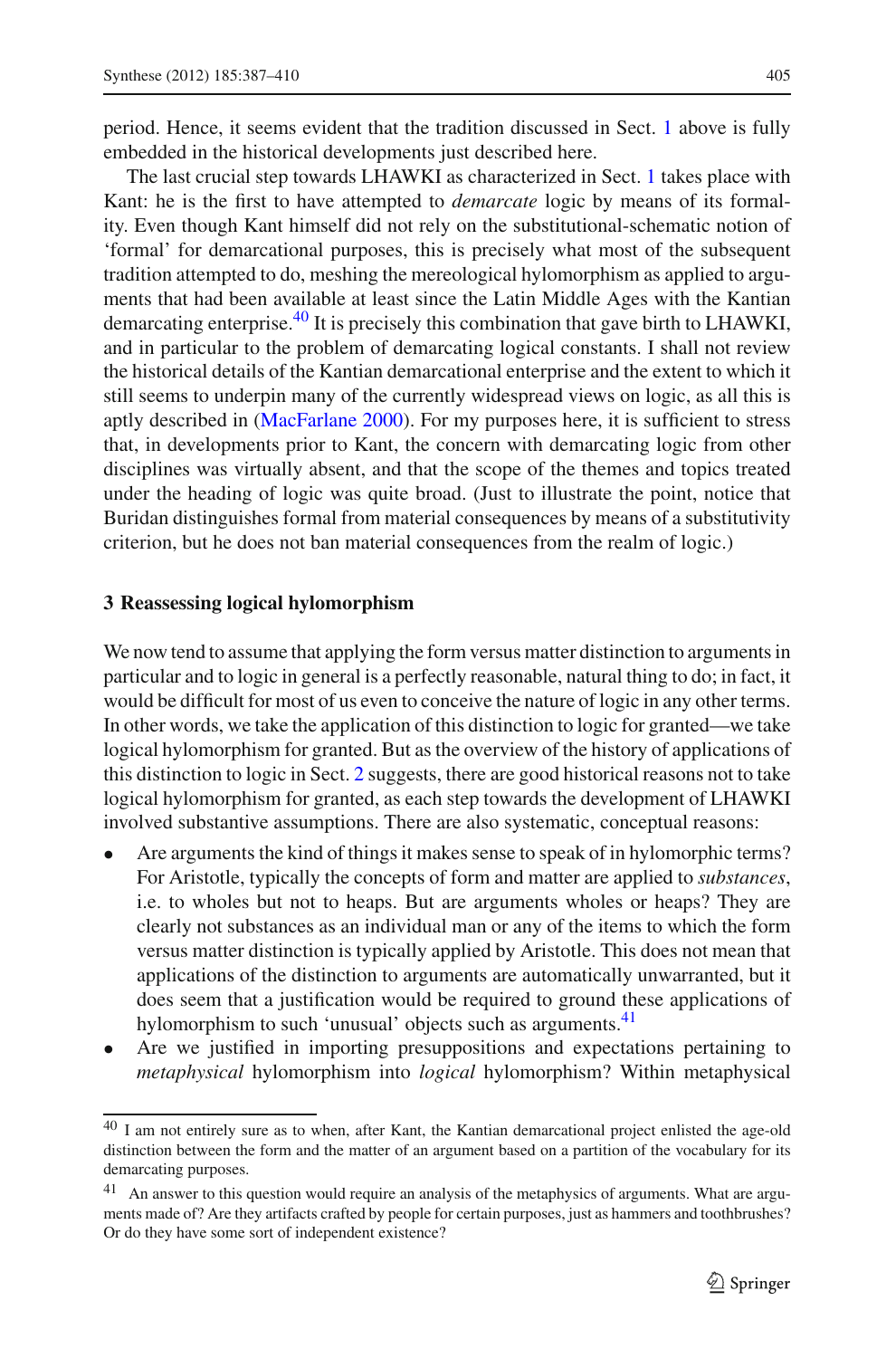period. Hence, it seems evident that the tradition discussed in Sect. 1 above is fully embedded in the historical developments just described here.

The last crucial step towards LHAWKI as characterized in Sect. 1 takes place with Kant: he is the first to have attempted to *demarcate* logic by means of its formality. Even though Kant himself did not rely on the substitutional-schematic notion of 'formal' for demarcational purposes, this is precisely what most of the subsequent tradition attempted to do, meshing the mereological hylomorphism as applied to arguments that had been available at least since the Latin Middle Ages with the Kantian demarcating enterprise.[40] It is precisely this combination that gave birth to LHAWKI, and in particular to the problem of demarcating logical constants. I shall not review the historical details of the Kantian demarcational enterprise and the extent to which it still seems to underpin many of the currently widespread views on logic, as all this is aptly described in (MacFarlane 2000). For my purposes here, it is sufficient to stress that, in developments prior to Kant, the concern with demarcating logic from other disciplines was virtually absent, and that the scope of the themes and topics treated under the heading of logic was quite broad. (Just to illustrate the point, notice that Buridan distinguishes formal from material consequences by means of a substitutivity criterion, but he does not ban material consequences from the realm of logic.)

## 3 Reassessing logical hylomorphism

We now tend to assume that applying the form versus matter distinction to arguments in particular and to logic in general is a perfectly reasonable, natural thing to do; in fact, it would be difficult for most of us even to conceive the nature of logic in any other terms. In other words, we take the application of this distinction to logic for granted—we take logical hylomorphism for granted. But as the overview of the history of applications of this distinction to logic in Sect. 2 suggests, there are good historical reasons not to take logical hylomorphism for granted, as each step towards the development of LHAWKI involved substantive assumptions. There are also systematic, conceptual reasons:

- Are arguments the kind of things it makes sense to speak of in hylomorphic terms? For Aristotle, typically the concepts of form and matter are applied to *substances*, i.e. to wholes but not to heaps. But are arguments wholes or heaps? They are clearly not substances as an individual man or any of the items to which the form versus matter distinction is typically applied by Aristotle. This does not mean that applications of the distinction to arguments are automatically unwarranted, but it does seem that a justification would be required to ground these applications of hylomorphism to such 'unusual' objects such as arguments.[41]
- Are we justified in importing presuppositions and expectations pertaining to *metaphysical* hylomorphism into *logical* hylomorphism? Within metaphysical

[40] I am not entirely sure as to when, after Kant, the Kantian demarcational project enlisted the age-old distinction between the form and the matter of an argument based on a partition of the vocabulary for its demarcating purposes.

[41] An answer to this question would require an analysis of the metaphysics of arguments. What are arguments made of? Are they artifacts crafted by people for certain purposes, just as hammers and toothbrushes? Or do they have some sort of independent existence?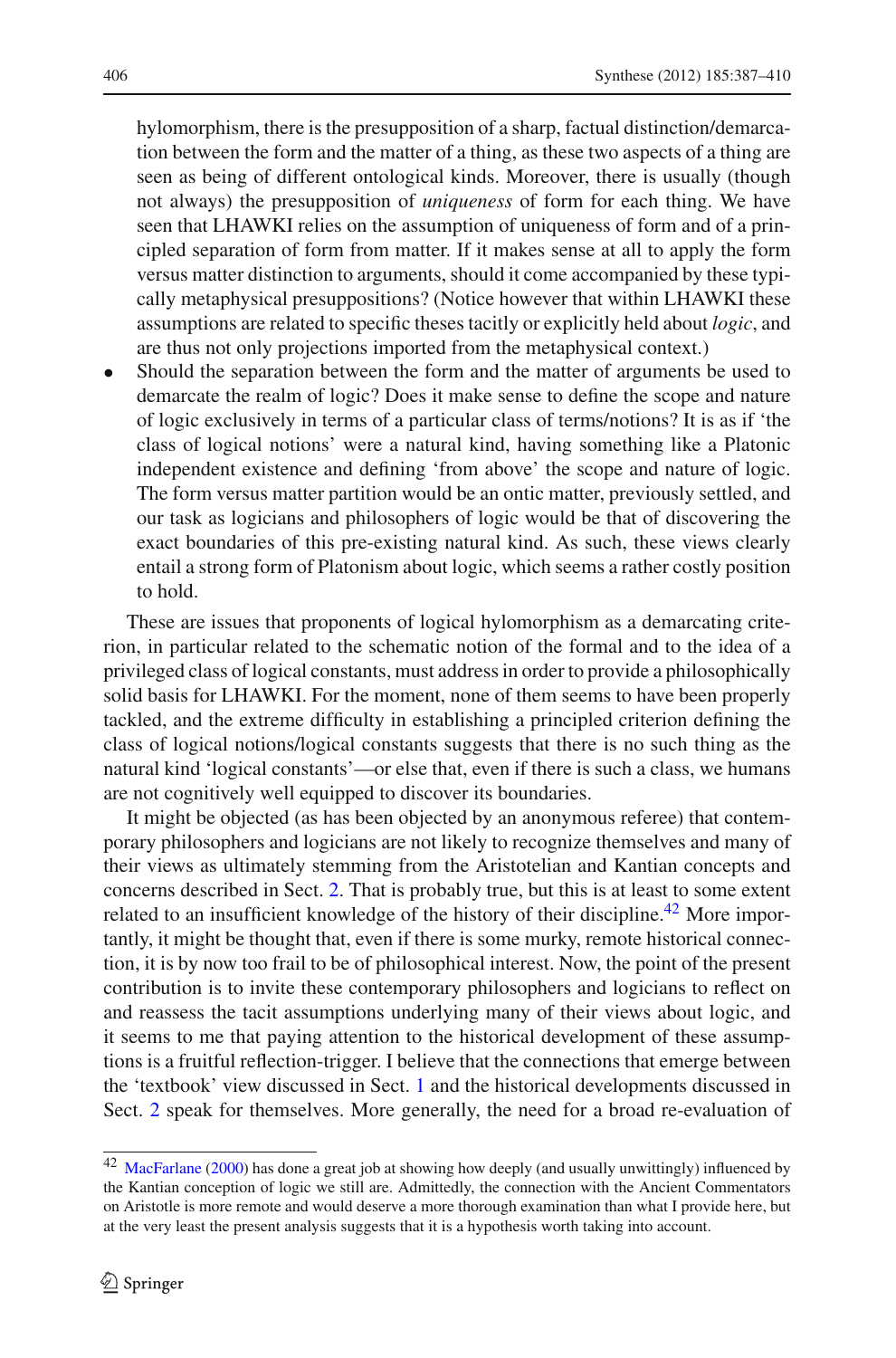hylomorphism, there is the presupposition of a sharp, factual distinction/demarcation between the form and the matter of a thing, as these two aspects of a thing are seen as being of different ontological kinds. Moreover, there is usually (though not always) the presupposition of *uniqueness* of form for each thing. We have seen that LHAWKI relies on the assumption of uniqueness of form and of a principled separation of form from matter. If it makes sense at all to apply the form versus matter distinction to arguments, should it come accompanied by these typically metaphysical presuppositions? (Notice however that within LHAWKI these assumptions are related to specific theses tacitly or explicitly held about *logic*, and are thus not only projections imported from the metaphysical context.)

- Should the separation between the form and the matter of arguments be used to demarcate the realm of logic? Does it make sense to define the scope and nature of logic exclusively in terms of a particular class of terms/notions? It is as if 'the class of logical notions' were a natural kind, having something like a Platonic independent existence and defining 'from above' the scope and nature of logic. The form versus matter partition would be an ontic matter, previously settled, and our task as logicians and philosophers of logic would be that of discovering the exact boundaries of this pre-existing natural kind. As such, these views clearly entail a strong form of Platonism about logic, which seems a rather costly position to hold.

These are issues that proponents of logical hylomorphism as a demarcating criterion, in particular related to the schematic notion of the formal and to the idea of a privileged class of logical constants, must address in order to provide a philosophically solid basis for LHAWKI. For the moment, none of them seems to have been properly tackled, and the extreme difficulty in establishing a principled criterion defining the class of logical notions/logical constants suggests that there is no such thing as the natural kind 'logical constants'—or else that, even if there is such a class, we humans are not cognitively well equipped to discover its boundaries.

It might be objected (as has been objected by an anonymous referee) that contemporary philosophers and logicians are not likely to recognize themselves and many of their views as ultimately stemming from the Aristotelian and Kantian concepts and concerns described in Sect. 2. That is probably true, but this is at least to some extent related to an insufficient knowledge of the history of their discipline.[42] More importantly, it might be thought that, even if there is some murky, remote historical connection, it is by now too frail to be of philosophical interest. Now, the point of the present contribution is to invite these contemporary philosophers and logicians to reflect on and reassess the tacit assumptions underlying many of their views about logic, and it seems to me that paying attention to the historical development of these assumptions is a fruitful reflection-trigger. I believe that the connections that emerge between the 'textbook' view discussed in Sect. 1 and the historical developments discussed in Sect. 2 speak for themselves. More generally, the need for a broad re-evaluation of

[42] MacFarlane (2000) has done a great job at showing how deeply (and usually unwittingly) influenced by the Kantian conception of logic we still are. Admittedly, the connection with the Ancient Commentators on Aristotle is more remote and would deserve a more thorough examination than what I provide here, but at the very least the present analysis suggests that it is a hypothesis worth taking into account.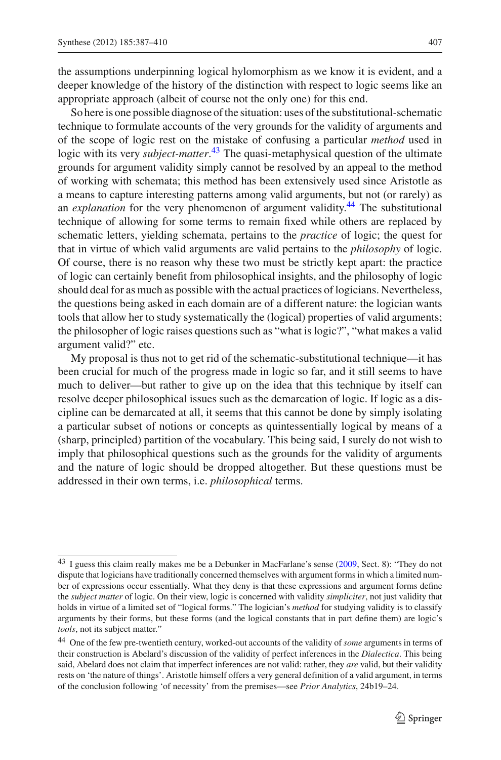the assumptions underpinning logical hylomorphism as we know it is evident, and a deeper knowledge of the history of the distinction with respect to logic seems like an appropriate approach (albeit of course not the only one) for this end.

So here is one possible diagnose of the situation: uses of the substitutional-schematic technique to formulate accounts of the very grounds for the validity of arguments and of the scope of logic rest on the mistake of confusing a particular *method* used in logic with its very *subject-matter*.[43] The quasi-metaphysical question of the ultimate grounds for argument validity simply cannot be resolved by an appeal to the method of working with schemata; this method has been extensively used since Aristotle as a means to capture interesting patterns among valid arguments, but not (or rarely) as an *explanation* for the very phenomenon of argument validity.[44] The substitutional technique of allowing for some terms to remain fixed while others are replaced by schematic letters, yielding schemata, pertains to the *practice* of logic; the quest for that in virtue of which valid arguments are valid pertains to the *philosophy* of logic. Of course, there is no reason why these two must be strictly kept apart: the practice of logic can certainly benefit from philosophical insights, and the philosophy of logic should deal for as much as possible with the actual practices of logicians. Nevertheless, the questions being asked in each domain are of a different nature: the logician wants tools that allow her to study systematically the (logical) properties of valid arguments; the philosopher of logic raises questions such as "what is logic?", "what makes a valid argument valid?" etc.

My proposal is thus not to get rid of the schematic-substitutional technique—it has been crucial for much of the progress made in logic so far, and it still seems to have much to deliver—but rather to give up on the idea that this technique by itself can resolve deeper philosophical issues such as the demarcation of logic. If logic as a discipline can be demarcated at all, it seems that this cannot be done by simply isolating a particular subset of notions or concepts as quintessentially logical by means of a (sharp, principled) partition of the vocabulary. This being said, I surely do not wish to imply that philosophical questions such as the grounds for the validity of arguments and the nature of logic should be dropped altogether. But these questions must be addressed in their own terms, i.e. *philosophical* terms.

---

[43] I guess this claim really makes me be a Debunker in MacFarlane's sense (2009, Sect. 8): "They do not dispute that logicians have traditionally concerned themselves with argument forms in which a limited number of expressions occur essentially. What they deny is that these expressions and argument forms define the *subject matter* of logic. On their view, logic is concerned with validity *simpliciter*, not just validity that holds in virtue of a limited set of "logical forms." The logician's *method* for studying validity is to classify arguments by their forms, but these forms (and the logical constants that in part define them) are logic's *tools*, not its subject matter."

[44] One of the few pre-twentieth century, worked-out accounts of the validity of *some* arguments in terms of their construction is Abelard's discussion of the validity of perfect inferences in the *Dialectica*. This being said, Abelard does not claim that imperfect inferences are not valid: rather, they *are* valid, but their validity rests on 'the nature of things'. Aristotle himself offers a very general definition of a valid argument, in terms of the conclusion following 'of necessity' from the premises—see *Prior Analytics*, 24b19–24.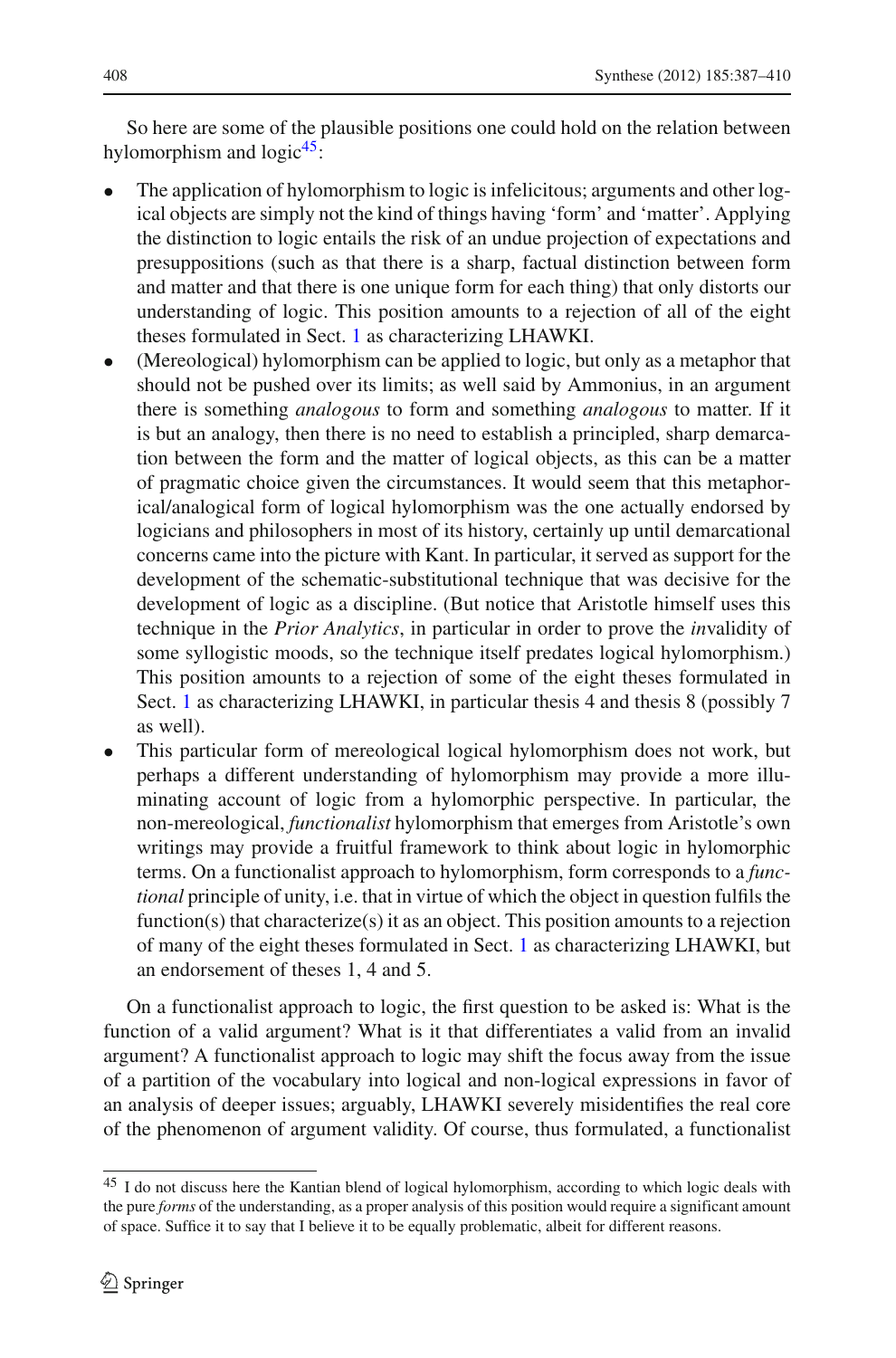So here are some of the plausible positions one could hold on the relation between hylomorphism and logic[45]:

- The application of hylomorphism to logic is infelicitous; arguments and other logical objects are simply not the kind of things having 'form' and 'matter'. Applying the distinction to logic entails the risk of an undue projection of expectations and presuppositions (such as that there is a sharp, factual distinction between form and matter and that there is one unique form for each thing) that only distorts our understanding of logic. This position amounts to a rejection of all of the eight theses formulated in Sect. 1 as characterizing LHAWKI.
- (Mereological) hylomorphism can be applied to logic, but only as a metaphor that should not be pushed over its limits; as well said by Ammonius, in an argument there is something *analogous* to form and something *analogous* to matter. If it is but an analogy, then there is no need to establish a principled, sharp demarcation between the form and the matter of logical objects, as this can be a matter of pragmatic choice given the circumstances. It would seem that this metaphorical/analogical form of logical hylomorphism was the one actually endorsed by logicians and philosophers in most of its history, certainly up until demarcational concerns came into the picture with Kant. In particular, it served as support for the development of the schematic-substitutional technique that was decisive for the development of logic as a discipline. (But notice that Aristotle himself uses this technique in the *Prior Analytics*, in particular in order to prove the *in*validity of some syllogistic moods, so the technique itself predates logical hylomorphism.) This position amounts to a rejection of some of the eight theses formulated in Sect. 1 as characterizing LHAWKI, in particular thesis 4 and thesis 8 (possibly 7 as well).
- This particular form of mereological logical hylomorphism does not work, but perhaps a different understanding of hylomorphism may provide a more illuminating account of logic from a hylomorphic perspective. In particular, the non-mereological, *functionalist* hylomorphism that emerges from Aristotle's own writings may provide a fruitful framework to think about logic in hylomorphic terms. On a functionalist approach to hylomorphism, form corresponds to a *functional* principle of unity, i.e. that in virtue of which the object in question fulfils the function(s) that characterize(s) it as an object. This position amounts to a rejection of many of the eight theses formulated in Sect. 1 as characterizing LHAWKI, but an endorsement of theses 1, 4 and 5.

On a functionalist approach to logic, the first question to be asked is: What is the function of a valid argument? What is it that differentiates a valid from an invalid argument? A functionalist approach to logic may shift the focus away from the issue of a partition of the vocabulary into logical and non-logical expressions in favor of an analysis of deeper issues; arguably, LHAWKI severely misidentifies the real core of the phenomenon of argument validity. Of course, thus formulated, a functionalist

[45] I do not discuss here the Kantian blend of logical hylomorphism, according to which logic deals with the pure *forms* of the understanding, as a proper analysis of this position would require a significant amount of space. Suffice it to say that I believe it to be equally problematic, albeit for different reasons.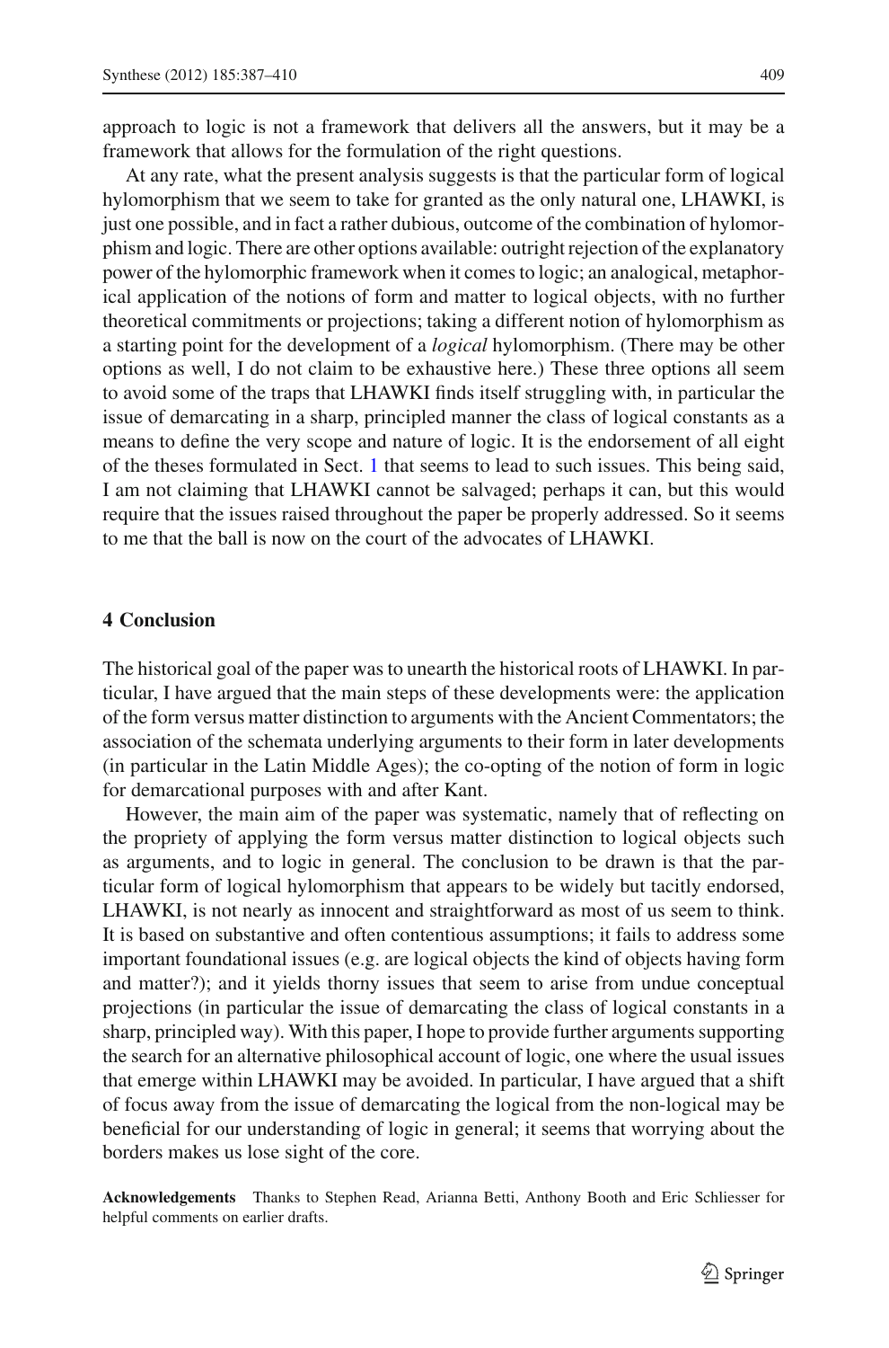approach to logic is not a framework that delivers all the answers, but it may be a framework that allows for the formulation of the right questions.

At any rate, what the present analysis suggests is that the particular form of logical hylomorphism that we seem to take for granted as the only natural one, LHAWKI, is just one possible, and in fact a rather dubious, outcome of the combination of hylomorphism and logic. There are other options available: outright rejection of the explanatory power of the hylomorphic framework when it comes to logic; an analogical, metaphorical application of the notions of form and matter to logical objects, with no further theoretical commitments or projections; taking a different notion of hylomorphism as a starting point for the development of a *logical* hylomorphism. (There may be other options as well, I do not claim to be exhaustive here.) These three options all seem to avoid some of the traps that LHAWKI finds itself struggling with, in particular the issue of demarcating in a sharp, principled manner the class of logical constants as a means to define the very scope and nature of logic. It is the endorsement of all eight of the theses formulated in Sect. 1 that seems to lead to such issues. This being said, I am not claiming that LHAWKI cannot be salvaged; perhaps it can, but this would require that the issues raised throughout the paper be properly addressed. So it seems to me that the ball is now on the court of the advocates of LHAWKI.

## 4 Conclusion

The historical goal of the paper was to unearth the historical roots of LHAWKI. In particular, I have argued that the main steps of these developments were: the application of the form versus matter distinction to arguments with the Ancient Commentators; the association of the schemata underlying arguments to their form in later developments (in particular in the Latin Middle Ages); the co-opting of the notion of form in logic for demarcational purposes with and after Kant.

However, the main aim of the paper was systematic, namely that of reflecting on the propriety of applying the form versus matter distinction to logical objects such as arguments, and to logic in general. The conclusion to be drawn is that the particular form of logical hylomorphism that appears to be widely but tacitly endorsed, LHAWKI, is not nearly as innocent and straightforward as most of us seem to think. It is based on substantive and often contentious assumptions; it fails to address some important foundational issues (e.g. are logical objects the kind of objects having form and matter?); and it yields thorny issues that seem to arise from undue conceptual projections (in particular the issue of demarcating the class of logical constants in a sharp, principled way). With this paper, I hope to provide further arguments supporting the search for an alternative philosophical account of logic, one where the usual issues that emerge within LHAWKI may be avoided. In particular, I have argued that a shift of focus away from the issue of demarcating the logical from the non-logical may be beneficial for our understanding of logic in general; it seems that worrying about the borders makes us lose sight of the core.

**Acknowledgements** Thanks to Stephen Read, Arianna Betti, Anthony Booth and Eric Schliesser for helpful comments on earlier drafts.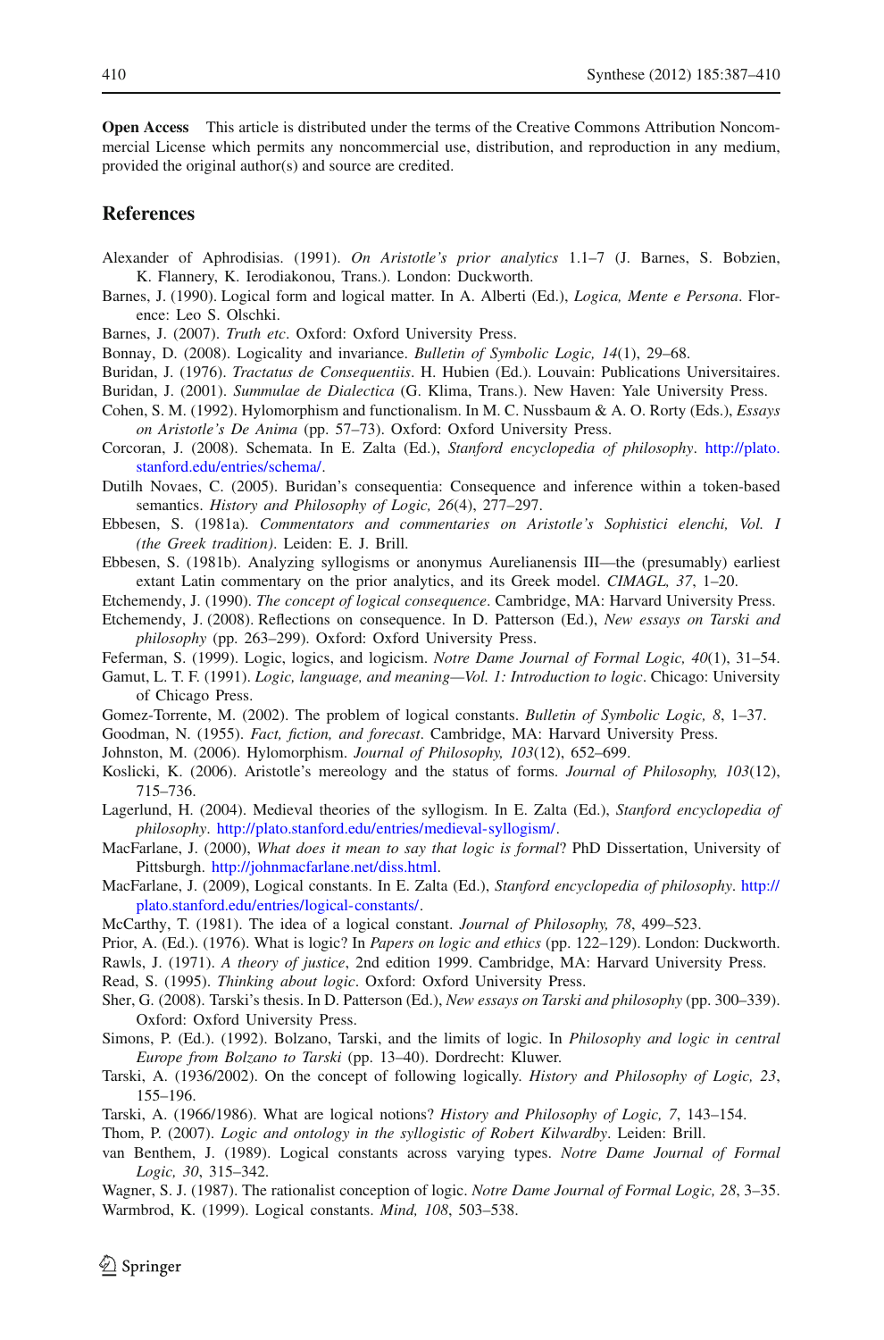**Open Access** This article is distributed under the terms of the Creative Commons Attribution Noncommercial License which permits any noncommercial use, distribution, and reproduction in any medium, provided the original author(s) and source are credited.

## References

Alexander of Aphrodisias. (1991). *On Aristotle's prior analytics* 1.1–7 (J. Barnes, S. Bobzien, K. Flannery, K. Ierodiakonou, Trans.). London: Duckworth.

Barnes, J. (1990). Logical form and logical matter. In A. Alberti (Ed.), *Logica, Mente e Persona*. Florence: Leo S. Olschki.

Barnes, J. (2007). *Truth etc*. Oxford: Oxford University Press.

Bonnay, D. (2008). Logicality and invariance. *Bulletin of Symbolic Logic, 14*(1), 29–68.

Buridan, J. (1976). *Tractatus de Consequentiis*. H. Hubien (Ed.). Louvain: Publications Universitaires.

Buridan, J. (2001). *Summulae de Dialectica* (G. Klima, Trans.). New Haven: Yale University Press.

Cohen, S. M. (1992). Hylomorphism and functionalism. In M. C. Nussbaum & A. O. Rorty (Eds.), *Essays on Aristotle's De Anima* (pp. 57–73). Oxford: Oxford University Press.

Corcoran, J. (2008). Schemata. In E. Zalta (Ed.), *Stanford encyclopedia of philosophy*. http://plato.stanford.edu/entries/schema/.

Dutilh Novaes, C. (2005). Buridan's consequentia: Consequence and inference within a token-based semantics. *History and Philosophy of Logic, 26*(4), 277–297.

Ebbesen, S. (1981a). *Commentators and commentaries on Aristotle's Sophistici elenchi, Vol. I (the Greek tradition)*. Leiden: E. J. Brill.

Ebbesen, S. (1981b). Analyzing syllogisms or anonymus Aurelianensis III—the (presumably) earliest extant Latin commentary on the prior analytics, and its Greek model. *CIMAGL, 37*, 1–20.

Etchemendy, J. (1990). *The concept of logical consequence*. Cambridge, MA: Harvard University Press.

Etchemendy, J. (2008). Reflections on consequence. In D. Patterson (Ed.), *New essays on Tarski and philosophy* (pp. 263–299). Oxford: Oxford University Press.

Feferman, S. (1999). Logic, logics, and logicism. *Notre Dame Journal of Formal Logic, 40*(1), 31–54.

Gamut, L. T. F. (1991). *Logic, language, and meaning—Vol. 1: Introduction to logic*. Chicago: University of Chicago Press.

Gomez-Torrente, M. (2002). The problem of logical constants. *Bulletin of Symbolic Logic, 8*, 1–37.

Goodman, N. (1955). *Fact, fiction, and forecast*. Cambridge, MA: Harvard University Press.

Johnston, M. (2006). Hylomorphism. *Journal of Philosophy, 103*(12), 652–699.

Koslicki, K. (2006). Aristotle's mereology and the status of forms. *Journal of Philosophy, 103*(12), 715–736.

Lagerlund, H. (2004). Medieval theories of the syllogism. In E. Zalta (Ed.), *Stanford encyclopedia of philosophy*. http://plato.stanford.edu/entries/medieval-syllogism/.

MacFarlane, J. (2000), *What does it mean to say that logic is formal*? PhD Dissertation, University of Pittsburgh. http://johnmacfarlane.net/diss.html.

MacFarlane, J. (2009), Logical constants. In E. Zalta (Ed.), *Stanford encyclopedia of philosophy*. http://plato.stanford.edu/entries/logical-constants/.

McCarthy, T. (1981). The idea of a logical constant. *Journal of Philosophy, 78*, 499–523.

Prior, A. (Ed.). (1976). What is logic? In *Papers on logic and ethics* (pp. 122–129). London: Duckworth.

Rawls, J. (1971). *A theory of justice*, 2nd edition 1999. Cambridge, MA: Harvard University Press.

Read, S. (1995). *Thinking about logic*. Oxford: Oxford University Press.

Sher, G. (2008). Tarski's thesis. In D. Patterson (Ed.), *New essays on Tarski and philosophy* (pp. 300–339). Oxford: Oxford University Press.

Simons, P. (Ed.). (1992). Bolzano, Tarski, and the limits of logic. In *Philosophy and logic in central Europe from Bolzano to Tarski* (pp. 13–40). Dordrecht: Kluwer.

Tarski, A. (1936/2002). On the concept of following logically. *History and Philosophy of Logic, 23*, 155–196.

Tarski, A. (1966/1986). What are logical notions? *History and Philosophy of Logic, 7*, 143–154.

Thom, P. (2007). *Logic and ontology in the syllogistic of Robert Kilwardby*. Leiden: Brill.

van Benthem, J. (1989). Logical constants across varying types. *Notre Dame Journal of Formal Logic, 30*, 315–342.

Wagner, S. J. (1987). The rationalist conception of logic. *Notre Dame Journal of Formal Logic, 28*, 3–35.

Warmbrod, K. (1999). Logical constants. *Mind, 108*, 503–538.